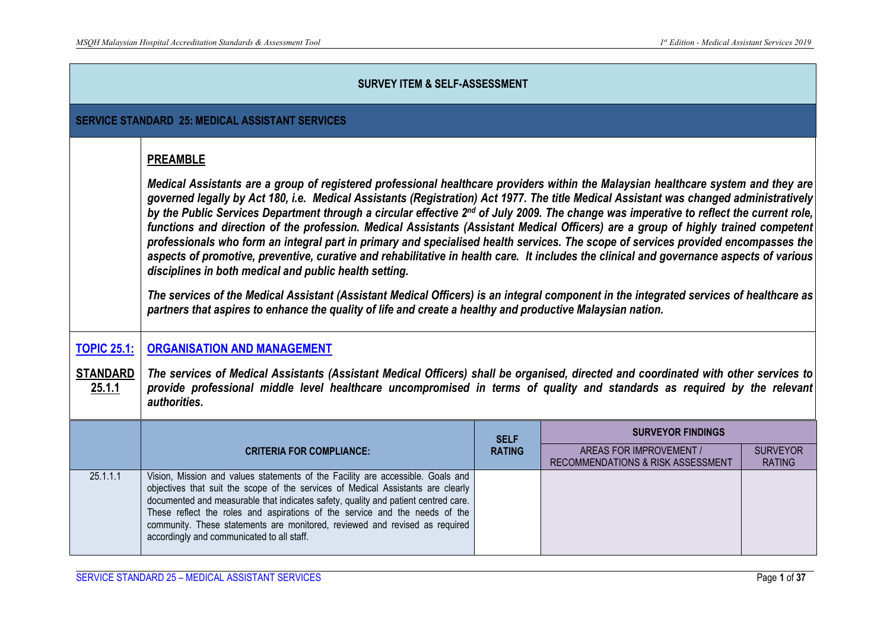## SURVEY ITEM & SELF-ASSESSMENT

## SERVICE STANDARD 25: MEDICAL ASSISTANT SERVICES

### PREAMBLE

***Medical Assistants are a group of registered professional healthcare providers within the Malaysian healthcare system and they are governed legally by Act 180, i.e. Medical Assistants (Registration) Act 1977. The title Medical Assistant was changed administratively by the Public Services Department through a circular effective 2nd of July 2009. The change was imperative to reflect the current role, functions and direction of the profession. Medical Assistants (Assistant Medical Officers) are a group of highly trained competent professionals who form an integral part in primary and specialised health services. The scope of services provided encompasses the aspects of promotive, preventive, curative and rehabilitative in health care. It includes the clinical and governance aspects of various disciplines in both medical and public health setting.***

***The services of the Medical Assistant (Assistant Medical Officers) is an integral component in the integrated services of healthcare as partners that aspires to enhance the quality of life and create a healthy and productive Malaysian nation.***

### TOPIC 25.1: ORGANISATION AND MANAGEMENT

**STANDARD 25.1.1** ***The services of Medical Assistants (Assistant Medical Officers) shall be organised, directed and coordinated with other services to provide professional middle level healthcare uncompromised in terms of quality and standards as required by the relevant authorities.***

| | CRITERIA FOR COMPLIANCE: | SELF RATING | SURVEYOR FINDINGS | |
|---|---|---|---|---|
| | | | AREAS FOR IMPROVEMENT / RECOMMENDATIONS & RISK ASSESSMENT | SURVEYOR RATING |
| 25.1.1.1 | Vision, Mission and values statements of the Facility are accessible. Goals and objectives that suit the scope of the services of Medical Assistants are clearly documented and measurable that indicates safety, quality and patient centred care. These reflect the roles and aspirations of the service and the needs of the community. These statements are monitored, reviewed and revised as required accordingly and communicated to all staff. | | | |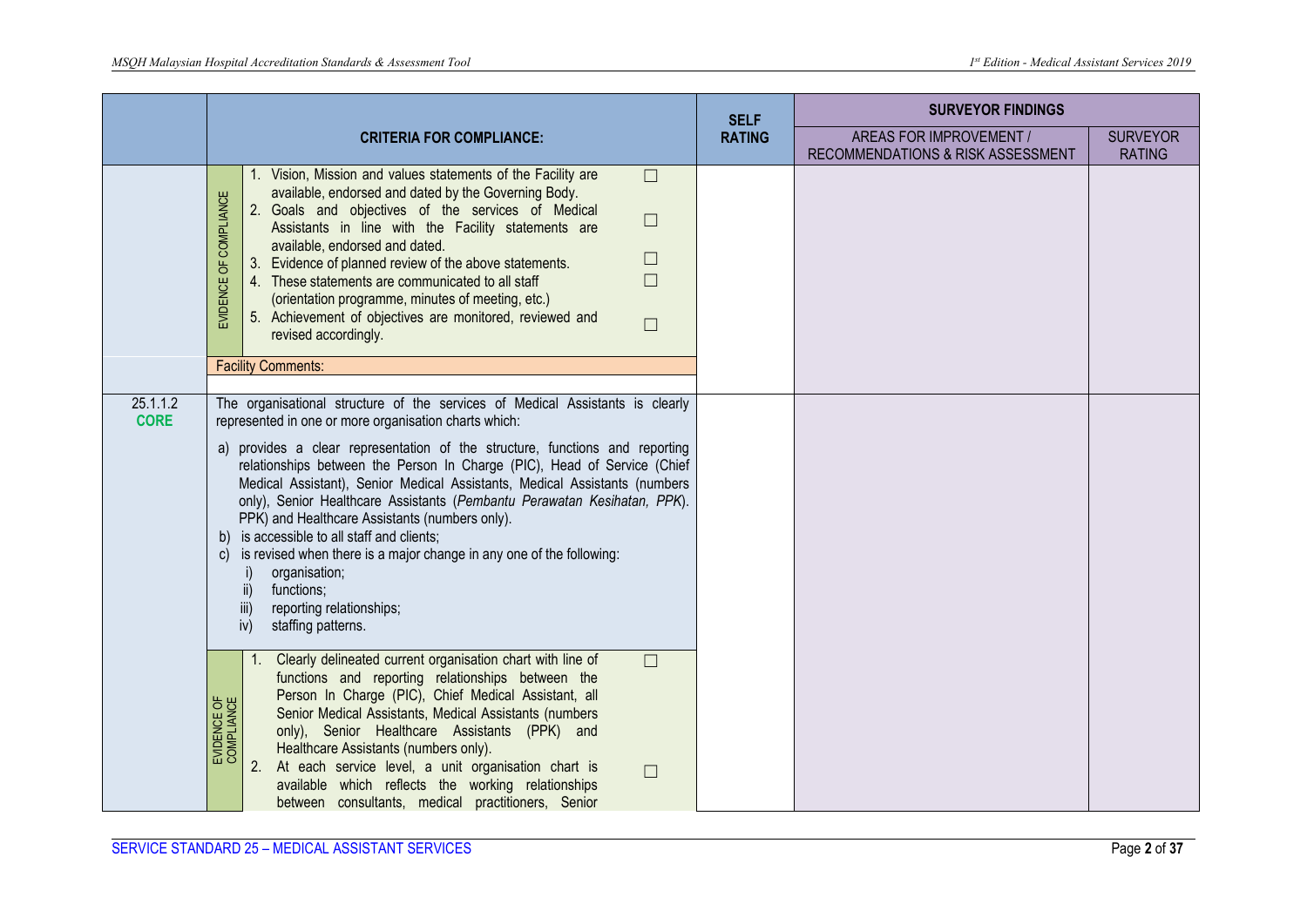| | CRITERIA FOR COMPLIANCE: | SELF RATING | SURVEYOR FINDINGS: AREAS FOR IMPROVEMENT / RECOMMENDATIONS & RISK ASSESSMENT | SURVEYOR RATING |
|---|---|---|---|---|
| | **EVIDENCE OF COMPLIANCE**<br>1. Vision, Mission and values statements of the Facility are available, endorsed and dated by the Governing Body. ☐<br>2. Goals and objectives of the services of Medical Assistants in line with the Facility statements are available, endorsed and dated. ☐<br>3. Evidence of planned review of the above statements. ☐<br>4. These statements are communicated to all staff (orientation programme, minutes of meeting, etc.) ☐<br>5. Achievement of objectives are monitored, reviewed and revised accordingly. ☐<br><br>Facility Comments: | | | |
| 25.1.1.2 **CORE** | The organisational structure of the services of Medical Assistants is clearly represented in one or more organisation charts which:<br><br>a) provides a clear representation of the structure, functions and reporting relationships between the Person In Charge (PIC), Head of Service (Chief Medical Assistant), Senior Medical Assistants, Medical Assistants (numbers only), Senior Healthcare Assistants (*Pembantu Perawatan Kesihatan, PPK*). PPK) and Healthcare Assistants (numbers only).<br>b) is accessible to all staff and clients;<br>c) is revised when there is a major change in any one of the following:<br>i) organisation;<br>ii) functions;<br>iii) reporting relationships;<br>iv) staffing patterns.<br><br>**EVIDENCE OF COMPLIANCE**<br>1. Clearly delineated current organisation chart with line of functions and reporting relationships between the Person In Charge (PIC), Chief Medical Assistant, all Senior Medical Assistants, Medical Assistants (numbers only), Senior Healthcare Assistants (PPK) and Healthcare Assistants (numbers only). ☐<br>2. At each service level, a unit organisation chart is available which reflects the working relationships between consultants, medical practitioners, Senior ☐ | | | |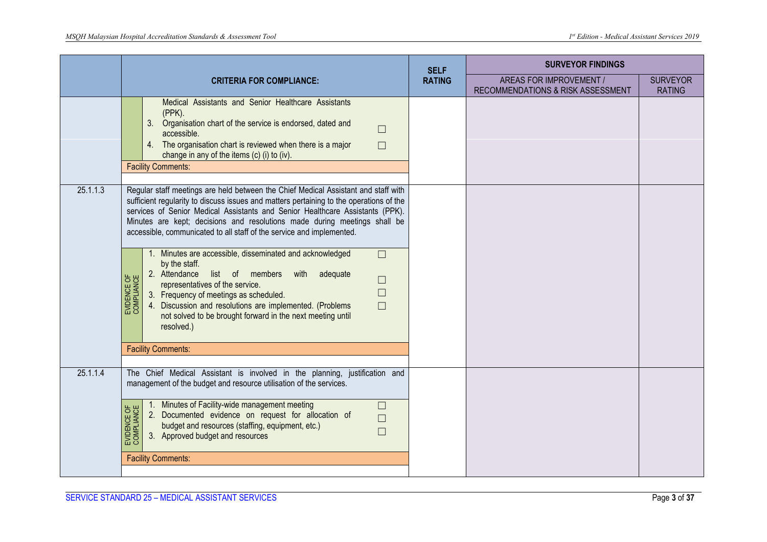| | CRITERIA FOR COMPLIANCE: | SELF RATING | SURVEYOR FINDINGS: AREAS FOR IMPROVEMENT / RECOMMENDATIONS & RISK ASSESSMENT | SURVEYOR RATING |
|---|---|---|---|---|
| | Medical Assistants and Senior Healthcare Assistants (PPK).<br>3. Organisation chart of the service is endorsed, dated and accessible. ☐<br>4. The organisation chart is reviewed when there is a major change in any of the items (c) (i) to (iv). ☐<br>**Facility Comments:** | | | |
| 25.1.1.3 | Regular staff meetings are held between the Chief Medical Assistant and staff with sufficient regularity to discuss issues and matters pertaining to the operations of the services of Senior Medical Assistants and Senior Healthcare Assistants (PPK). Minutes are kept; decisions and resolutions made during meetings shall be accessible, communicated to all staff of the service and implemented.<br><br>**EVIDENCE OF COMPLIANCE**<br>1. Minutes are accessible, disseminated and acknowledged by the staff. ☐<br>2. Attendance list of members with adequate representatives of the service. ☐<br>3. Frequency of meetings as scheduled. ☐<br>4. Discussion and resolutions are implemented. (Problems not solved to be brought forward in the next meeting until resolved.) ☐<br>**Facility Comments:** | | | |
| 25.1.1.4 | The Chief Medical Assistant is involved in the planning, justification and management of the budget and resource utilisation of the services.<br><br>**EVIDENCE OF COMPLIANCE**<br>1. Minutes of Facility-wide management meeting ☐<br>2. Documented evidence on request for allocation of budget and resources (staffing, equipment, etc.) ☐<br>3. Approved budget and resources ☐<br>**Facility Comments:** | | | |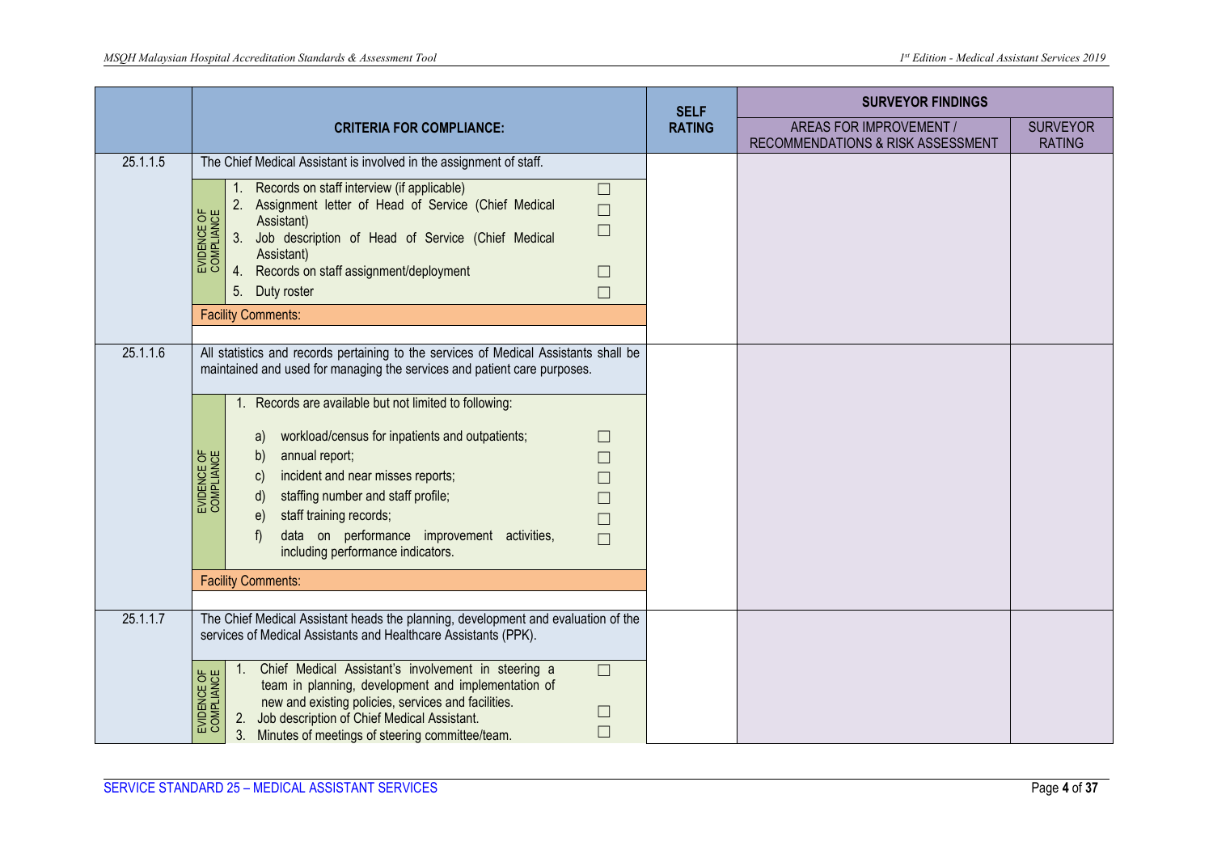| | CRITERIA FOR COMPLIANCE: | SELF RATING | SURVEYOR FINDINGS | |
|---|---|---|---|---|
| | | | AREAS FOR IMPROVEMENT / RECOMMENDATIONS & RISK ASSESSMENT | SURVEYOR RATING |
| 25.1.1.5 | The Chief Medical Assistant is involved in the assignment of staff.<br><br>**EVIDENCE OF COMPLIANCE**<br>1. Records on staff interview (if applicable) ☐<br>2. Assignment letter of Head of Service (Chief Medical Assistant) ☐<br>3. Job description of Head of Service (Chief Medical Assistant) ☐<br>4. Records on staff assignment/deployment ☐<br>5. Duty roster ☐<br><br>Facility Comments: | | | |
| 25.1.1.6 | All statistics and records pertaining to the services of Medical Assistants shall be maintained and used for managing the services and patient care purposes.<br><br>**EVIDENCE OF COMPLIANCE**<br>1. Records are available but not limited to following:<br>a) workload/census for inpatients and outpatients; ☐<br>b) annual report; ☐<br>c) incident and near misses reports; ☐<br>d) staffing number and staff profile; ☐<br>e) staff training records; ☐<br>f) data on performance improvement activities, including performance indicators. ☐<br><br>Facility Comments: | | | |
| 25.1.1.7 | The Chief Medical Assistant heads the planning, development and evaluation of the services of Medical Assistants and Healthcare Assistants (PPK).<br><br>**EVIDENCE OF COMPLIANCE**<br>1. Chief Medical Assistant's involvement in steering a team in planning, development and implementation of new and existing policies, services and facilities. ☐<br>2. Job description of Chief Medical Assistant. ☐<br>3. Minutes of meetings of steering committee/team. ☐ | | | |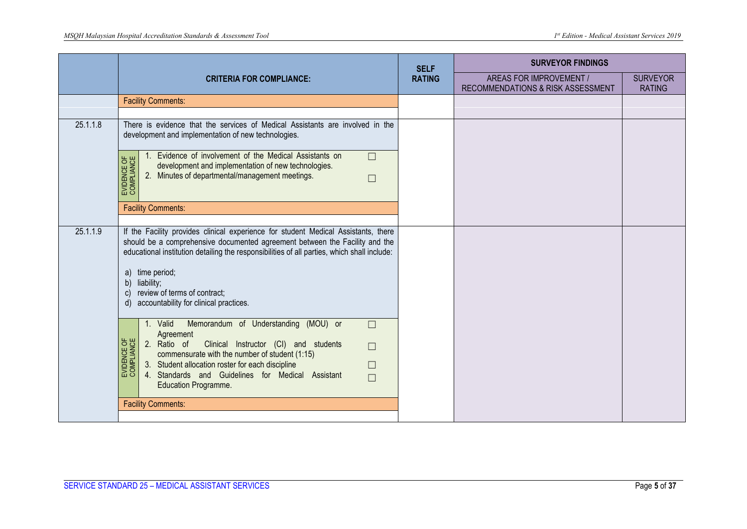| | CRITERIA FOR COMPLIANCE: | SELF RATING | SURVEYOR FINDINGS: AREAS FOR IMPROVEMENT / RECOMMENDATIONS & RISK ASSESSMENT | SURVEYOR FINDINGS: SURVEYOR RATING |
|---|---|---|---|---|
| | Facility Comments: | | | |
| 25.1.1.8 | There is evidence that the services of Medical Assistants are involved in the development and implementation of new technologies. | | | |
| | EVIDENCE OF COMPLIANCE:<br>1. Evidence of involvement of the Medical Assistants on development and implementation of new technologies. ☐<br>2. Minutes of departmental/management meetings. ☐ | | | |
| | Facility Comments: | | | |
| 25.1.1.9 | If the Facility provides clinical experience for student Medical Assistants, there should be a comprehensive documented agreement between the Facility and the educational institution detailing the responsibilities of all parties, which shall include:<br><br>a) time period;<br>b) liability;<br>c) review of terms of contract;<br>d) accountability for clinical practices. | | | |
| | EVIDENCE OF COMPLIANCE:<br>1. Valid Memorandum of Understanding (MOU) or Agreement ☐<br>2. Ratio of Clinical Instructor (CI) and students commensurate with the number of student (1:15) ☐<br>3. Student allocation roster for each discipline ☐<br>4. Standards and Guidelines for Medical Assistant Education Programme. ☐ | | | |
| | Facility Comments: | | | |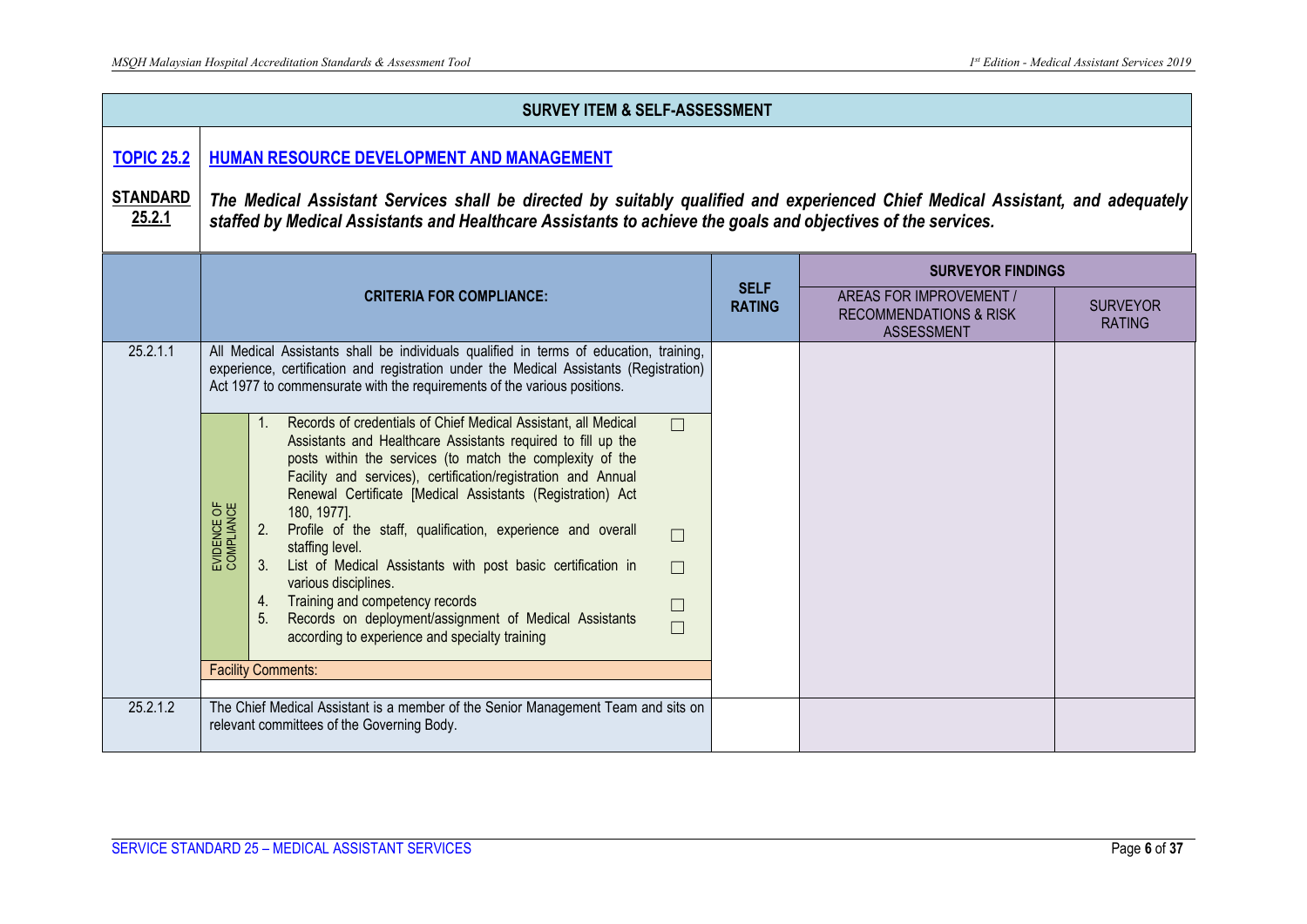## SURVEY ITEM & SELF-ASSESSMENT

**TOPIC 25.2** — **HUMAN RESOURCE DEVELOPMENT AND MANAGEMENT**

**STANDARD 25.2.1** — ***The Medical Assistant Services shall be directed by suitably qualified and experienced Chief Medical Assistant, and adequately staffed by Medical Assistants and Healthcare Assistants to achieve the goals and objectives of the services.***

| | CRITERIA FOR COMPLIANCE: | SELF RATING | SURVEYOR FINDINGS | |
|---|---|---|---|---|
| | | | AREAS FOR IMPROVEMENT / RECOMMENDATIONS & RISK ASSESSMENT | SURVEYOR RATING |
| 25.2.1.1 | All Medical Assistants shall be individuals qualified in terms of education, training, experience, certification and registration under the Medical Assistants (Registration) Act 1977 to commensurate with the requirements of the various positions.<br><br>**EVIDENCE OF COMPLIANCE**<br>1. Records of credentials of Chief Medical Assistant, all Medical Assistants and Healthcare Assistants required to fill up the posts within the services (to match the complexity of the Facility and services), certification/registration and Annual Renewal Certificate [Medical Assistants (Registration) Act 180, 1977]. ☐<br>2. Profile of the staff, qualification, experience and overall staffing level. ☐<br>3. List of Medical Assistants with post basic certification in various disciplines. ☐<br>4. Training and competency records ☐<br>5. Records on deployment/assignment of Medical Assistants according to experience and specialty training ☐<br><br>Facility Comments: | | | |
| 25.2.1.2 | The Chief Medical Assistant is a member of the Senior Management Team and sits on relevant committees of the Governing Body. | | | |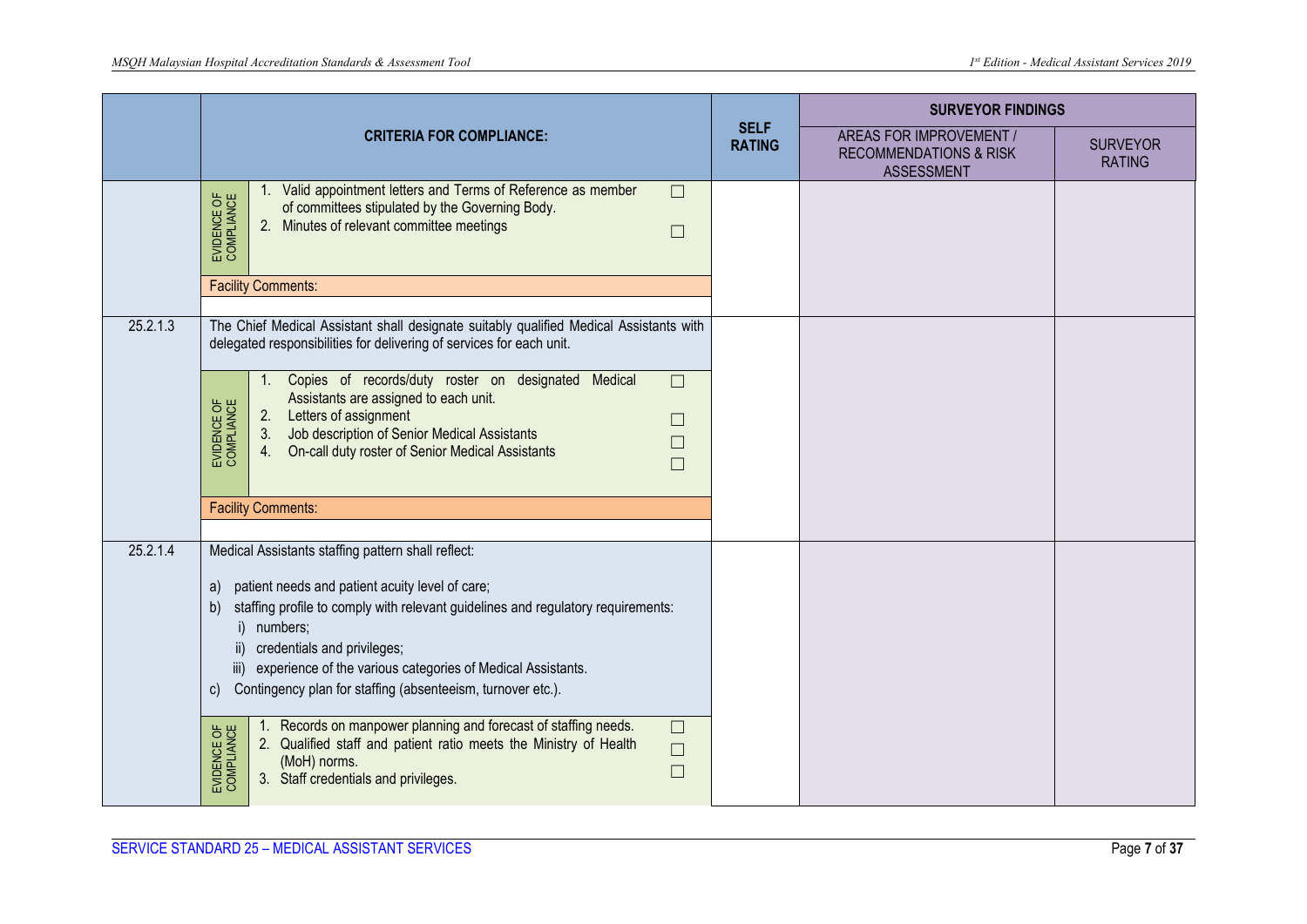| | CRITERIA FOR COMPLIANCE: | SELF RATING | SURVEYOR FINDINGS: AREAS FOR IMPROVEMENT / RECOMMENDATIONS & RISK ASSESSMENT | SURVEYOR RATING |
|---|---|---|---|---|
| | **EVIDENCE OF COMPLIANCE**<br>1. Valid appointment letters and Terms of Reference as member of committees stipulated by the Governing Body. ☐<br>2. Minutes of relevant committee meetings ☐<br><br>Facility Comments: | | | |
| 25.2.1.3 | The Chief Medical Assistant shall designate suitably qualified Medical Assistants with delegated responsibilities for delivering of services for each unit.<br><br>**EVIDENCE OF COMPLIANCE**<br>1. Copies of records/duty roster on designated Medical Assistants are assigned to each unit. ☐<br>2. Letters of assignment ☐<br>3. Job description of Senior Medical Assistants ☐<br>4. On-call duty roster of Senior Medical Assistants ☐<br><br>Facility Comments: | | | |
| 25.2.1.4 | Medical Assistants staffing pattern shall reflect:<br><br>a) patient needs and patient acuity level of care;<br>b) staffing profile to comply with relevant guidelines and regulatory requirements:<br>i) numbers;<br>ii) credentials and privileges;<br>iii) experience of the various categories of Medical Assistants.<br>c) Contingency plan for staffing (absenteeism, turnover etc.).<br><br>**EVIDENCE OF COMPLIANCE**<br>1. Records on manpower planning and forecast of staffing needs. ☐<br>2. Qualified staff and patient ratio meets the Ministry of Health (MoH) norms. ☐<br>3. Staff credentials and privileges. ☐ | | | |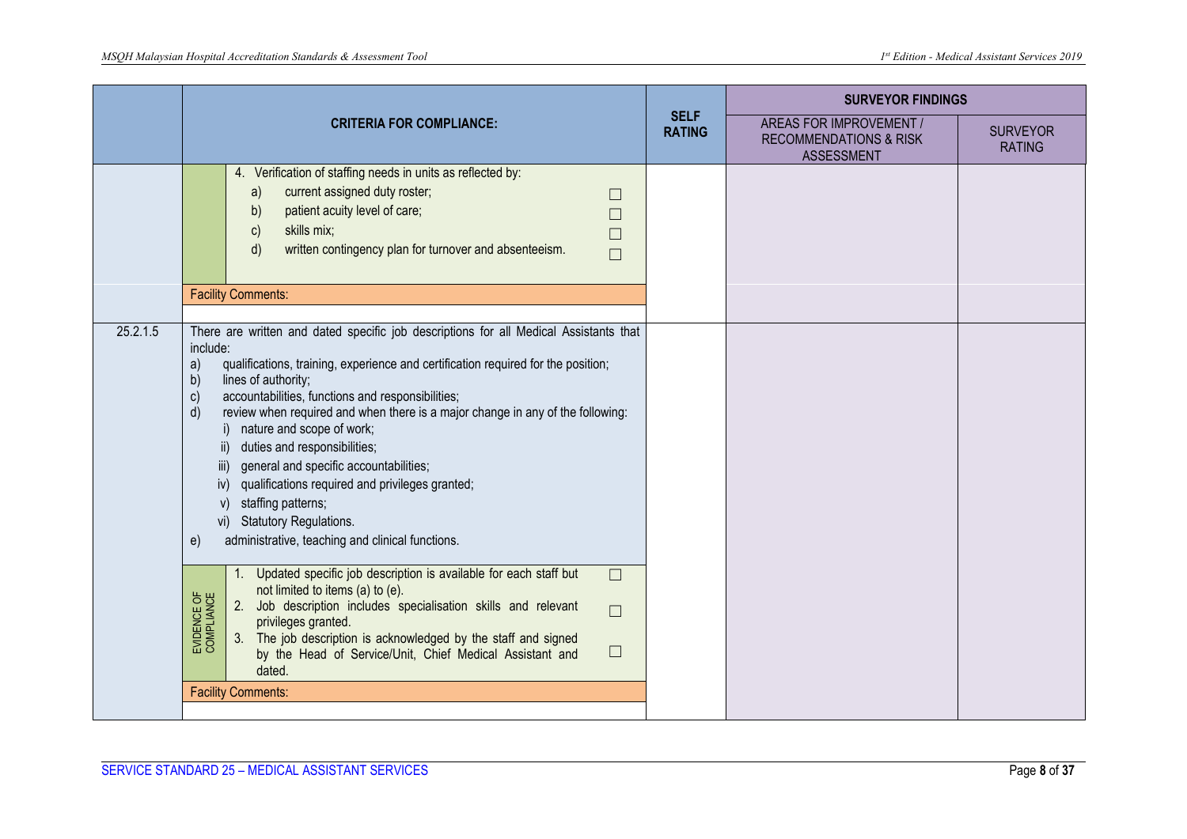| | CRITERIA FOR COMPLIANCE: | SELF RATING | SURVEYOR FINDINGS: AREAS FOR IMPROVEMENT / RECOMMENDATIONS & RISK ASSESSMENT | SURVEYOR FINDINGS: SURVEYOR RATING |
|---|---|---|---|---|
| | 4. Verification of staffing needs in units as reflected by:<br>a) current assigned duty roster; ☐<br>b) patient acuity level of care; ☐<br>c) skills mix; ☐<br>d) written contingency plan for turnover and absenteeism. ☐ | | | |
| | Facility Comments: | | | |
| 25.2.1.5 | There are written and dated specific job descriptions for all Medical Assistants that include:<br>a) qualifications, training, experience and certification required for the position;<br>b) lines of authority;<br>c) accountabilities, functions and responsibilities;<br>d) review when required and when there is a major change in any of the following:<br>i) nature and scope of work;<br>ii) duties and responsibilities;<br>iii) general and specific accountabilities;<br>iv) qualifications required and privileges granted;<br>v) staffing patterns;<br>vi) Statutory Regulations.<br>e) administrative, teaching and clinical functions. | | | |
| | EVIDENCE OF COMPLIANCE<br>1. Updated specific job description is available for each staff but not limited to items (a) to (e). ☐<br>2. Job description includes specialisation skills and relevant privileges granted. ☐<br>3. The job description is acknowledged by the staff and signed by the Head of Service/Unit, Chief Medical Assistant and dated. ☐ | | | |
| | Facility Comments: | | | |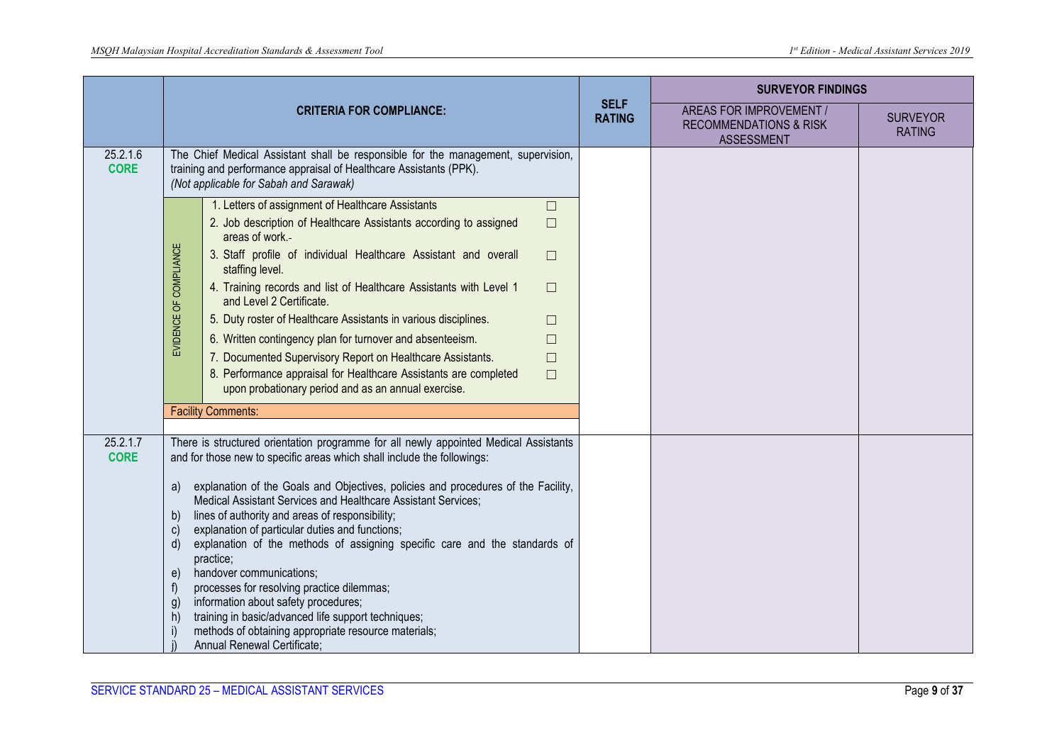| | CRITERIA FOR COMPLIANCE: | SELF RATING | SURVEYOR FINDINGS | |
|---|---|---|---|---|
| | | | AREAS FOR IMPROVEMENT / RECOMMENDATIONS & RISK ASSESSMENT | SURVEYOR RATING |
| 25.2.1.6 **CORE** | The Chief Medical Assistant shall be responsible for the management, supervision, training and performance appraisal of Healthcare Assistants (PPK). *(Not applicable for Sabah and Sarawak)*<br><br>**EVIDENCE OF COMPLIANCE**<br>1. Letters of assignment of Healthcare Assistants ☐<br>2. Job description of Healthcare Assistants according to assigned areas of work.- ☐<br>3. Staff profile of individual Healthcare Assistant and overall staffing level. ☐<br>4. Training records and list of Healthcare Assistants with Level 1 and Level 2 Certificate. ☐<br>5. Duty roster of Healthcare Assistants in various disciplines. ☐<br>6. Written contingency plan for turnover and absenteeism. ☐<br>7. Documented Supervisory Report on Healthcare Assistants. ☐<br>8. Performance appraisal for Healthcare Assistants are completed upon probationary period and as an annual exercise. ☐<br><br>Facility Comments: | | | |
| 25.2.1.7 **CORE** | There is structured orientation programme for all newly appointed Medical Assistants and for those new to specific areas which shall include the followings:<br><br>a) explanation of the Goals and Objectives, policies and procedures of the Facility, Medical Assistant Services and Healthcare Assistant Services;<br>b) lines of authority and areas of responsibility;<br>c) explanation of particular duties and functions;<br>d) explanation of the methods of assigning specific care and the standards of practice;<br>e) handover communications;<br>f) processes for resolving practice dilemmas;<br>g) information about safety procedures;<br>h) training in basic/advanced life support techniques;<br>i) methods of obtaining appropriate resource materials;<br>j) Annual Renewal Certificate; | | | |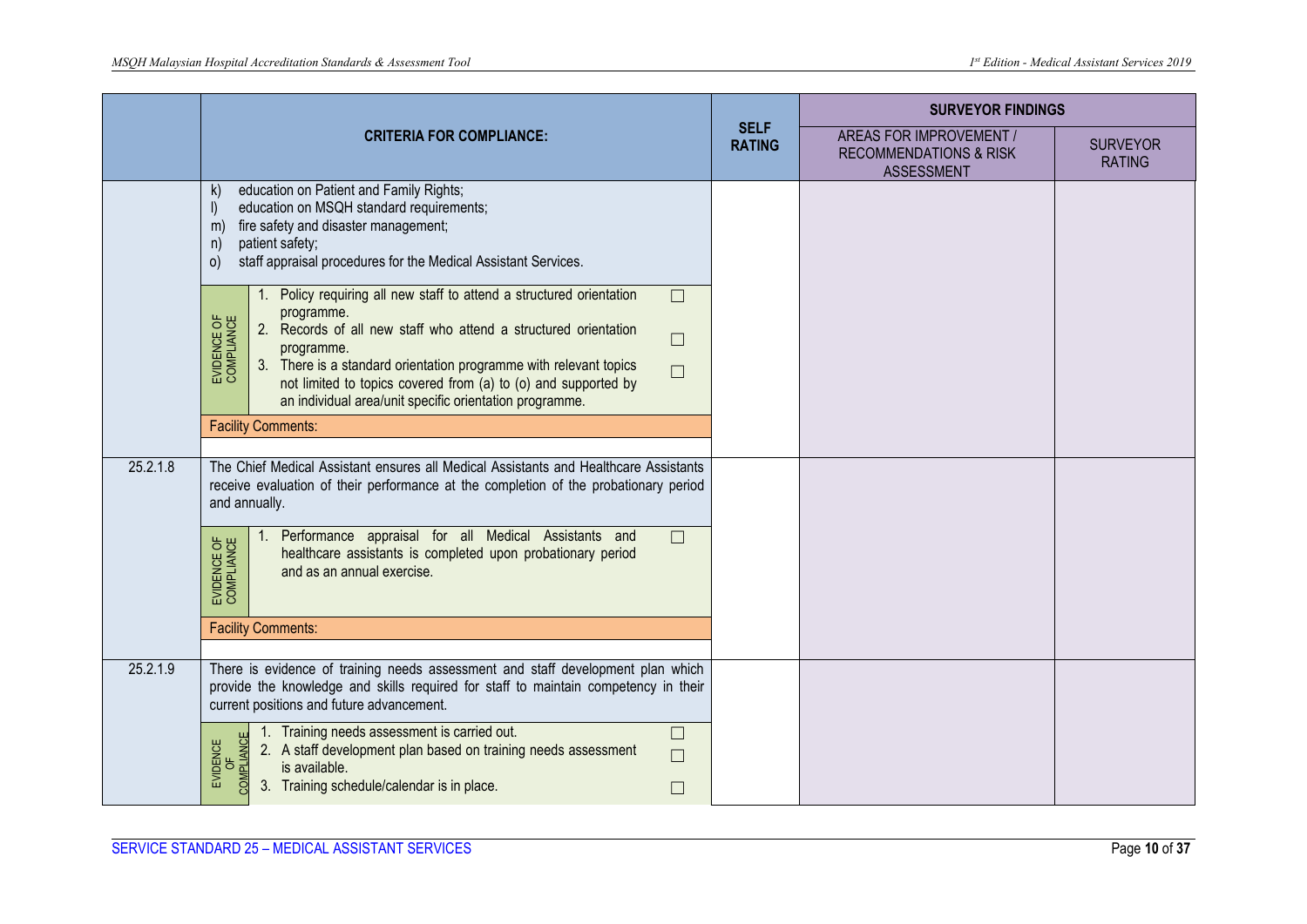| | CRITERIA FOR COMPLIANCE: | SELF RATING | SURVEYOR FINDINGS: AREAS FOR IMPROVEMENT / RECOMMENDATIONS & RISK ASSESSMENT | SURVEYOR RATING |
|---|---|---|---|---|
| | k) education on Patient and Family Rights;<br>l) education on MSQH standard requirements;<br>m) fire safety and disaster management;<br>n) patient safety;<br>o) staff appraisal procedures for the Medical Assistant Services.<br><br>**EVIDENCE OF COMPLIANCE**<br>1. Policy requiring all new staff to attend a structured orientation programme. ☐<br>2. Records of all new staff who attend a structured orientation programme. ☐<br>3. There is a standard orientation programme with relevant topics not limited to topics covered from (a) to (o) and supported by an individual area/unit specific orientation programme. ☐<br><br>Facility Comments: | | | |
| 25.2.1.8 | The Chief Medical Assistant ensures all Medical Assistants and Healthcare Assistants receive evaluation of their performance at the completion of the probationary period and annually.<br><br>**EVIDENCE OF COMPLIANCE**<br>1. Performance appraisal for all Medical Assistants and healthcare assistants is completed upon probationary period and as an annual exercise. ☐<br><br>Facility Comments: | | | |
| 25.2.1.9 | There is evidence of training needs assessment and staff development plan which provide the knowledge and skills required for staff to maintain competency in their current positions and future advancement.<br><br>**EVIDENCE OF COMPLIANCE**<br>1. Training needs assessment is carried out. ☐<br>2. A staff development plan based on training needs assessment is available. ☐<br>3. Training schedule/calendar is in place. ☐ | | | |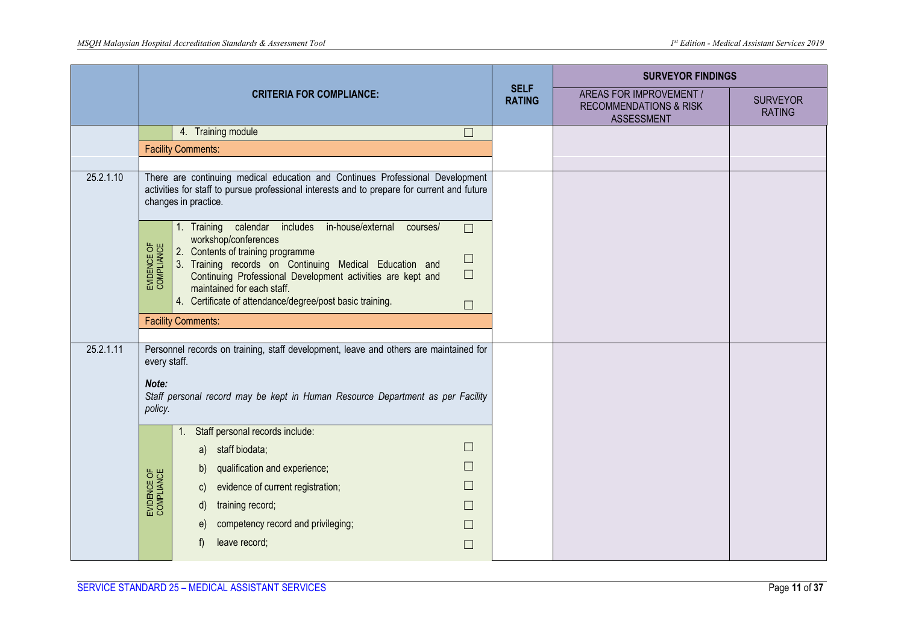|  | CRITERIA FOR COMPLIANCE: | SELF RATING | SURVEYOR FINDINGS | |
|---|---|---|---|---|
|  |  |  | AREAS FOR IMPROVEMENT / RECOMMENDATIONS & RISK ASSESSMENT | SURVEYOR RATING |
|  | 4. Training module ☐ |  |  |  |
|  | Facility Comments: |  |  |  |
| 25.2.1.10 | There are continuing medical education and Continues Professional Development activities for staff to pursue professional interests and to prepare for current and future changes in practice. |  |  |  |
|  | EVIDENCE OF COMPLIANCE<br>1. Training calendar includes in-house/external courses/ workshop/conferences ☐<br>2. Contents of training programme ☐<br>3. Training records on Continuing Medical Education and Continuing Professional Development activities are kept and maintained for each staff. ☐<br>4. Certificate of attendance/degree/post basic training. ☐ |  |  |  |
|  | Facility Comments: |  |  |  |
| 25.2.1.11 | Personnel records on training, staff development, leave and others are maintained for every staff.<br><br>***Note:***<br>*Staff personal record may be kept in Human Resource Department as per Facility policy.* |  |  |  |
|  | EVIDENCE OF COMPLIANCE<br>1. Staff personal records include:<br>a) staff biodata; ☐<br>b) qualification and experience; ☐<br>c) evidence of current registration; ☐<br>d) training record; ☐<br>e) competency record and privileging; ☐<br>f) leave record; ☐ |  |  |  |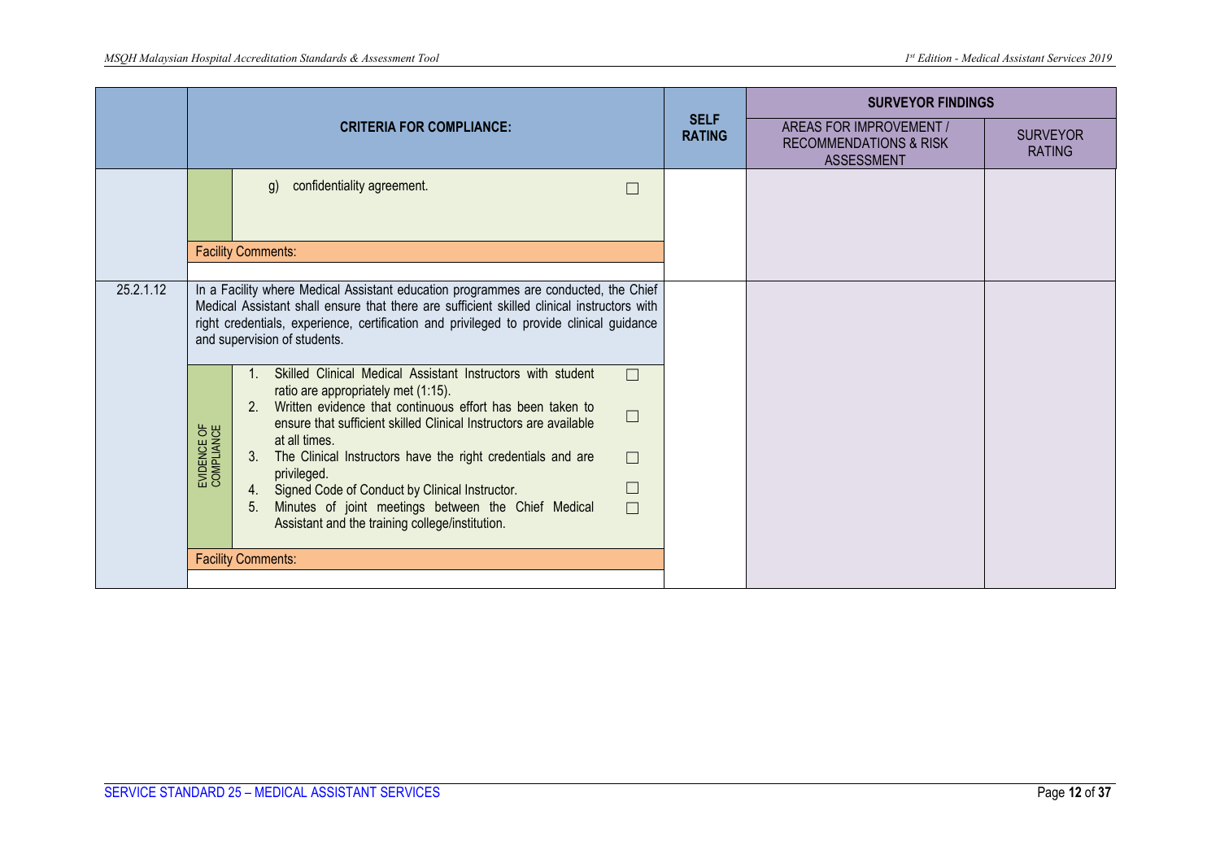| | CRITERIA FOR COMPLIANCE: | | SELF RATING | SURVEYOR FINDINGS | |
|---|---|---|---|---|---|
| | | | | AREAS FOR IMPROVEMENT / RECOMMENDATIONS & RISK ASSESSMENT | SURVEYOR RATING |
| | | g) confidentiality agreement. ☐ | | | |
| | Facility Comments: | | | | |
| 25.2.1.12 | In a Facility where Medical Assistant education programmes are conducted, the Chief Medical Assistant shall ensure that there are sufficient skilled clinical instructors with right credentials, experience, certification and privileged to provide clinical guidance and supervision of students. | | | | |
| | EVIDENCE OF COMPLIANCE | 1. Skilled Clinical Medical Assistant Instructors with student ratio are appropriately met (1:15). ☐<br>2. Written evidence that continuous effort has been taken to ensure that sufficient skilled Clinical Instructors are available at all times. ☐<br>3. The Clinical Instructors have the right credentials and are privileged. ☐<br>4. Signed Code of Conduct by Clinical Instructor. ☐<br>5. Minutes of joint meetings between the Chief Medical Assistant and the training college/institution. ☐ | | | |
| | Facility Comments: | | | | |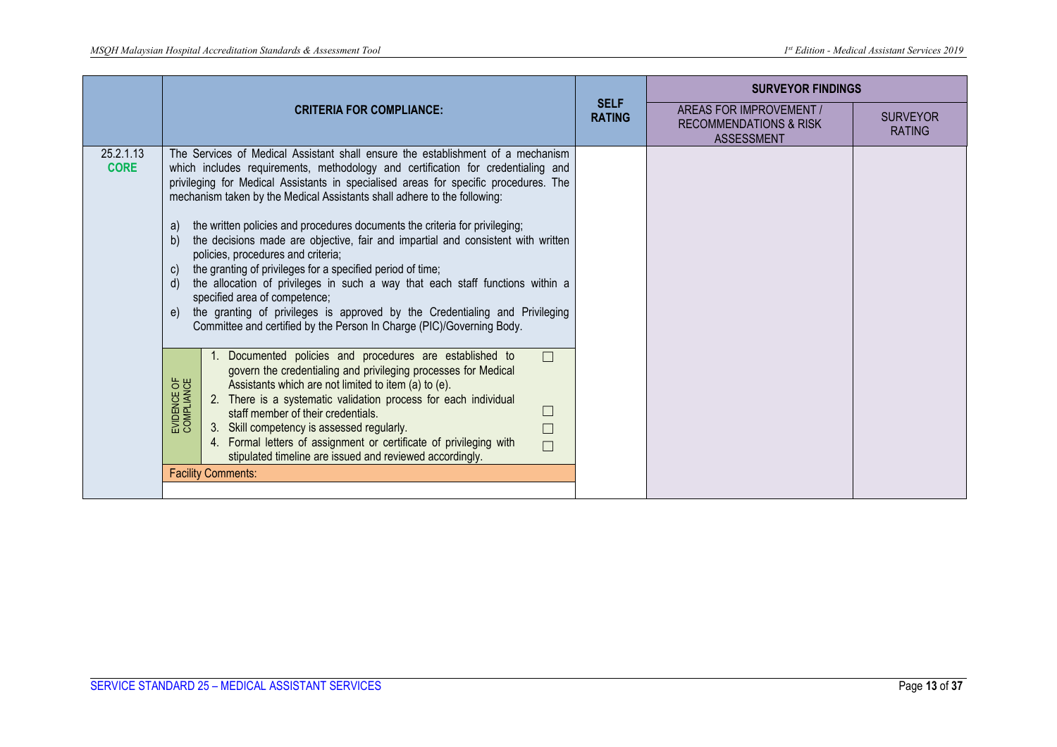| | CRITERIA FOR COMPLIANCE: | SELF RATING | SURVEYOR FINDINGS | |
|---|---|---|---|---|
| | | | AREAS FOR IMPROVEMENT / RECOMMENDATIONS & RISK ASSESSMENT | SURVEYOR RATING |
| 25.2.1.13 **CORE** | The Services of Medical Assistant shall ensure the establishment of a mechanism which includes requirements, methodology and certification for credentialing and privileging for Medical Assistants in specialised areas for specific procedures. The mechanism taken by the Medical Assistants shall adhere to the following:<br><br>a) the written policies and procedures documents the criteria for privileging;<br>b) the decisions made are objective, fair and impartial and consistent with written policies, procedures and criteria;<br>c) the granting of privileges for a specified period of time;<br>d) the allocation of privileges in such a way that each staff functions within a specified area of competence;<br>e) the granting of privileges is approved by the Credentialing and Privileging Committee and certified by the Person In Charge (PIC)/Governing Body.<br><br>**EVIDENCE OF COMPLIANCE**<br>1. Documented policies and procedures are established to govern the credentialing and privileging processes for Medical Assistants which are not limited to item (a) to (e). ☐<br>2. There is a systematic validation process for each individual staff member of their credentials. ☐<br>3. Skill competency is assessed regularly. ☐<br>4. Formal letters of assignment or certificate of privileging with stipulated timeline are issued and reviewed accordingly. ☐<br><br>Facility Comments: | | | |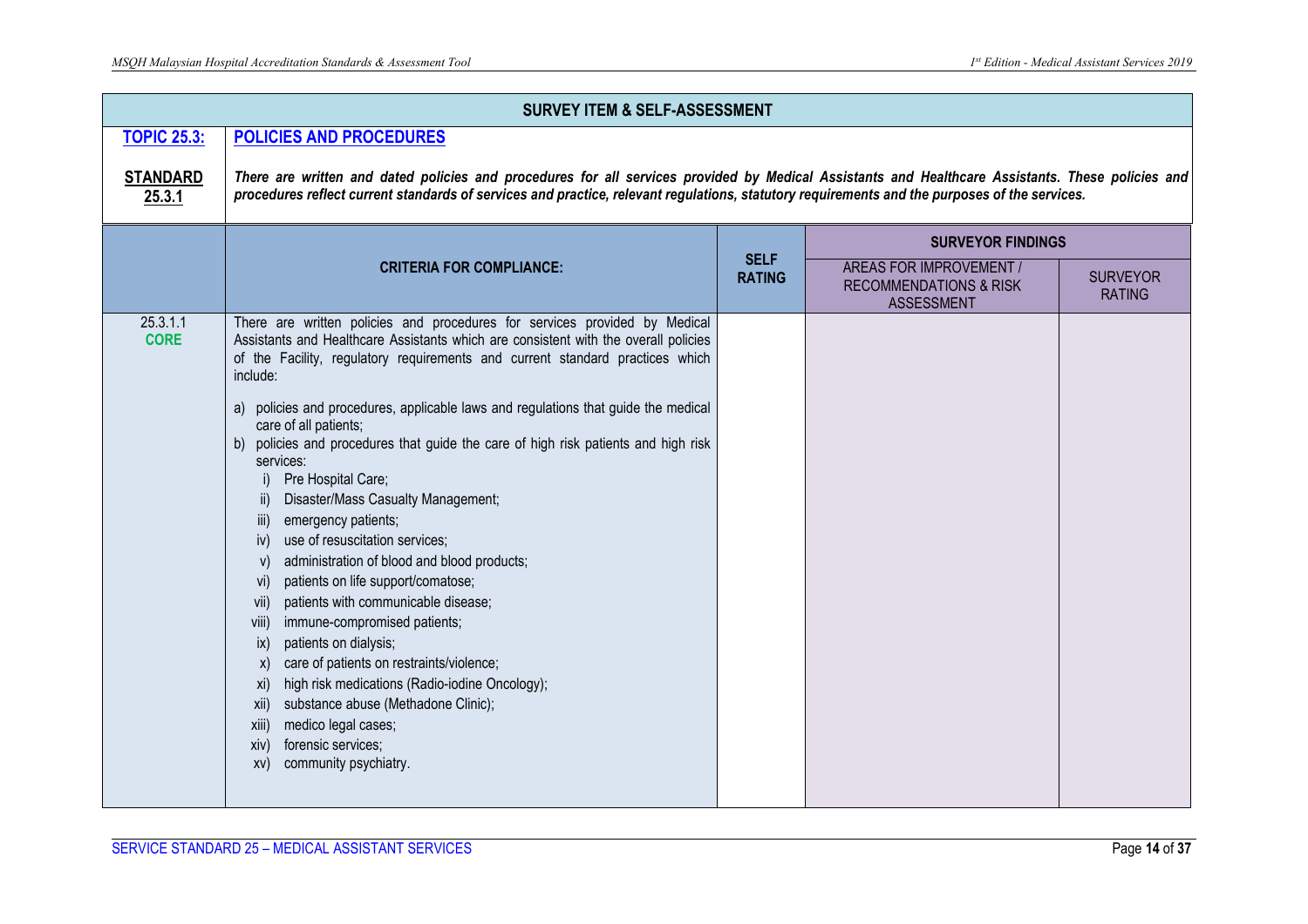**SURVEY ITEM & SELF-ASSESSMENT**

**TOPIC 25.3:** **POLICIES AND PROCEDURES**

**STANDARD 25.3.1** ***There are written and dated policies and procedures for all services provided by Medical Assistants and Healthcare Assistants. These policies and procedures reflect current standards of services and practice, relevant regulations, statutory requirements and the purposes of the services.***

| | **CRITERIA FOR COMPLIANCE:** | **SELF RATING** | **SURVEYOR FINDINGS** | |
|---|---|---|---|---|
| | | | AREAS FOR IMPROVEMENT / RECOMMENDATIONS & RISK ASSESSMENT | SURVEYOR RATING |
| 25.3.1.1 **CORE** | There are written policies and procedures for services provided by Medical Assistants and Healthcare Assistants which are consistent with the overall policies of the Facility, regulatory requirements and current standard practices which include:<br><br>a) policies and procedures, applicable laws and regulations that guide the medical care of all patients;<br>b) policies and procedures that guide the care of high risk patients and high risk services:<br>i) Pre Hospital Care;<br>ii) Disaster/Mass Casualty Management;<br>iii) emergency patients;<br>iv) use of resuscitation services;<br>v) administration of blood and blood products;<br>vi) patients on life support/comatose;<br>vii) patients with communicable disease;<br>viii) immune-compromised patients;<br>ix) patients on dialysis;<br>x) care of patients on restraints/violence;<br>xi) high risk medications (Radio-iodine Oncology);<br>xii) substance abuse (Methadone Clinic);<br>xiii) medico legal cases;<br>xiv) forensic services;<br>xv) community psychiatry. | | | |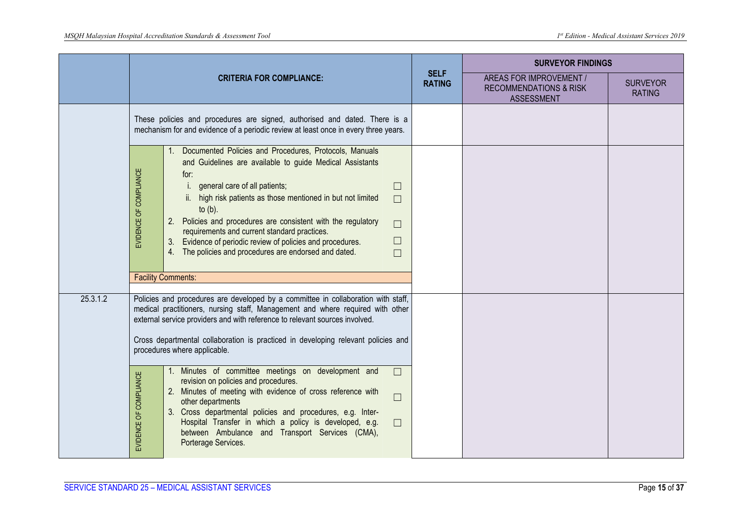| | CRITERIA FOR COMPLIANCE: | | SELF RATING | SURVEYOR FINDINGS | |
|---|---|---|---|---|---|
| | | | | AREAS FOR IMPROVEMENT / RECOMMENDATIONS & RISK ASSESSMENT | SURVEYOR RATING |
| | These policies and procedures are signed, authorised and dated. There is a mechanism for and evidence of a periodic review at least once in every three years. | | | | |
| | EVIDENCE OF COMPLIANCE | 1. Documented Policies and Procedures, Protocols, Manuals and Guidelines are available to guide Medical Assistants for:<br>i. general care of all patients; ☐<br>ii. high risk patients as those mentioned in but not limited to (b). ☐<br>2. Policies and procedures are consistent with the regulatory requirements and current standard practices. ☐<br>3. Evidence of periodic review of policies and procedures. ☐<br>4. The policies and procedures are endorsed and dated. ☐ | | | |
| | Facility Comments: | | | | |
| 25.3.1.2 | Policies and procedures are developed by a committee in collaboration with staff, medical practitioners, nursing staff, Management and where required with other external service providers and with reference to relevant sources involved.<br><br>Cross departmental collaboration is practiced in developing relevant policies and procedures where applicable. | | | | |
| | EVIDENCE OF COMPLIANCE | 1. Minutes of committee meetings on development and revision on policies and procedures. ☐<br>2. Minutes of meeting with evidence of cross reference with other departments ☐<br>3. Cross departmental policies and procedures, e.g. Inter-Hospital Transfer in which a policy is developed, e.g. between Ambulance and Transport Services (CMA), Porterage Services. ☐ | | | |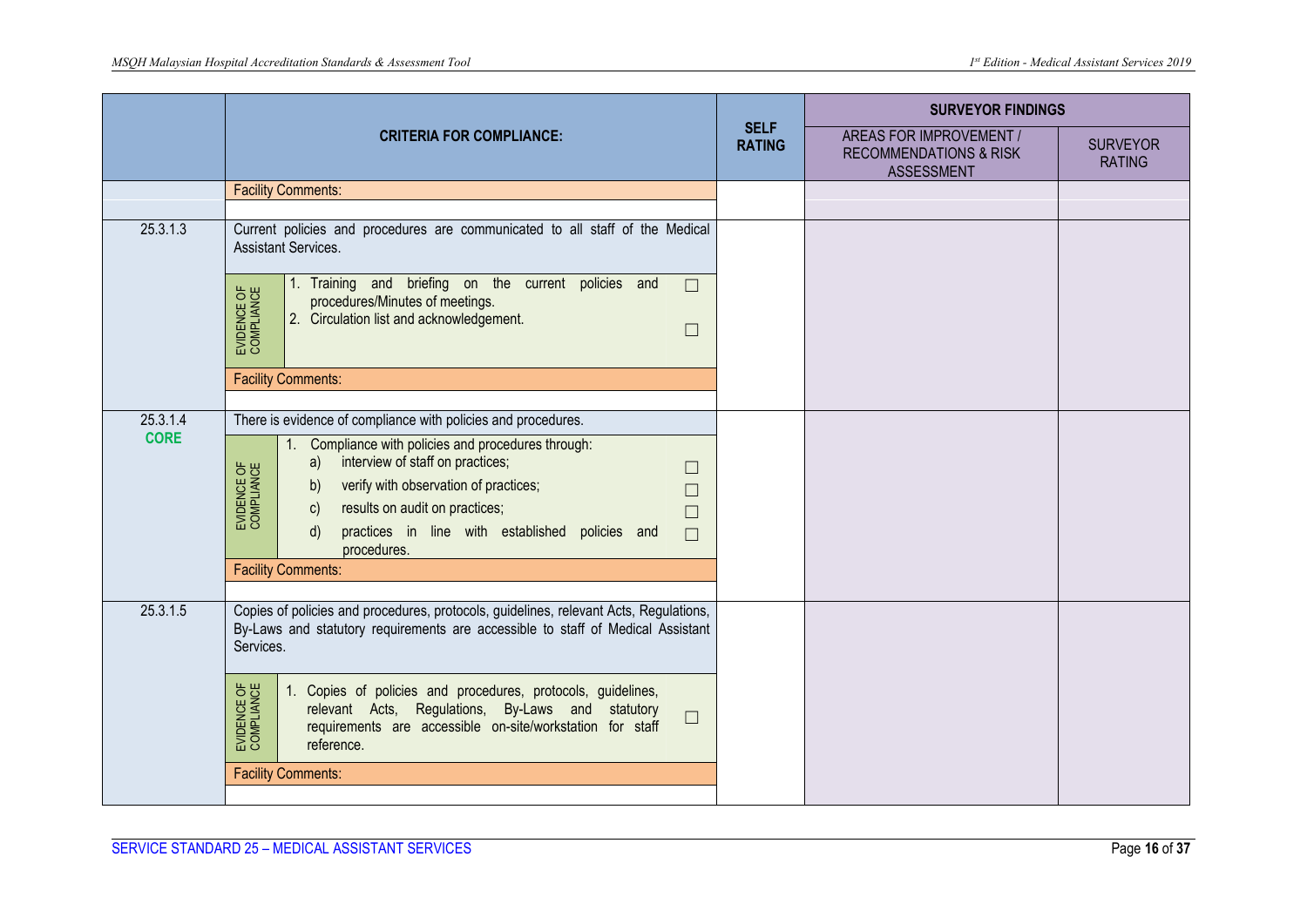| | CRITERIA FOR COMPLIANCE: | SELF RATING | SURVEYOR FINDINGS: AREAS FOR IMPROVEMENT / RECOMMENDATIONS & RISK ASSESSMENT | SURVEYOR RATING |
|---|---|---|---|---|
| | Facility Comments: | | | |
| 25.3.1.3 | Current policies and procedures are communicated to all staff of the Medical Assistant Services. | | | |
| | EVIDENCE OF COMPLIANCE: 1. Training and briefing on the current policies and procedures/Minutes of meetings. ☐ 2. Circulation list and acknowledgement. ☐ | | | |
| | Facility Comments: | | | |
| 25.3.1.4 **CORE** | There is evidence of compliance with policies and procedures. | | | |
| | EVIDENCE OF COMPLIANCE: 1. Compliance with policies and procedures through: a) interview of staff on practices; ☐ b) verify with observation of practices; ☐ c) results on audit on practices; ☐ d) practices in line with established policies and procedures. ☐ | | | |
| | Facility Comments: | | | |
| 25.3.1.5 | Copies of policies and procedures, protocols, guidelines, relevant Acts, Regulations, By-Laws and statutory requirements are accessible to staff of Medical Assistant Services. | | | |
| | EVIDENCE OF COMPLIANCE: 1. Copies of policies and procedures, protocols, guidelines, relevant Acts, Regulations, By-Laws and statutory requirements are accessible on-site/workstation for staff reference. ☐ | | | |
| | Facility Comments: | | | |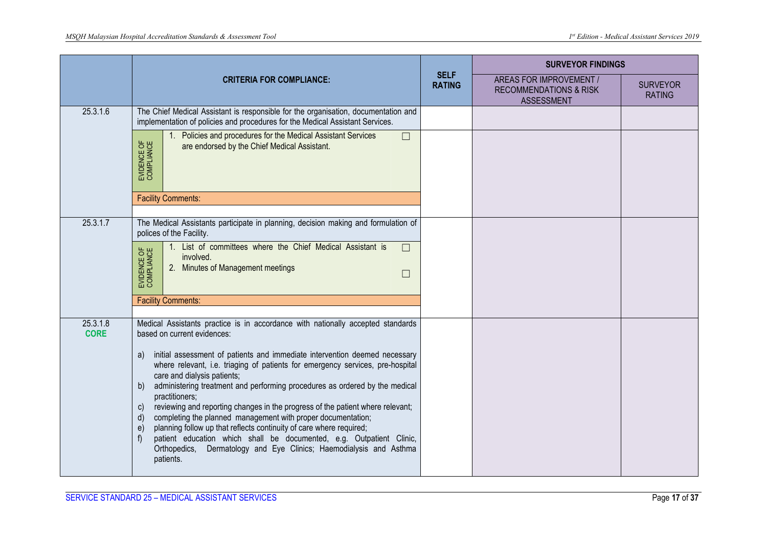| | CRITERIA FOR COMPLIANCE: | SELF RATING | SURVEYOR FINDINGS: AREAS FOR IMPROVEMENT / RECOMMENDATIONS & RISK ASSESSMENT | SURVEYOR RATING |
|---|---|---|---|---|
| 25.3.1.6 | The Chief Medical Assistant is responsible for the organisation, documentation and implementation of policies and procedures for the Medical Assistant Services. | | | |
| | EVIDENCE OF COMPLIANCE: 1. Policies and procedures for the Medical Assistant Services are endorsed by the Chief Medical Assistant. ☐ | | | |
| | Facility Comments: | | | |
| 25.3.1.7 | The Medical Assistants participate in planning, decision making and formulation of polices of the Facility. | | | |
| | EVIDENCE OF COMPLIANCE: 1. List of committees where the Chief Medical Assistant is involved. ☐ 2. Minutes of Management meetings ☐ | | | |
| | Facility Comments: | | | |
| 25.3.1.8 **CORE** | Medical Assistants practice is in accordance with nationally accepted standards based on current evidences: a) initial assessment of patients and immediate intervention deemed necessary where relevant, i.e. triaging of patients for emergency services, pre-hospital care and dialysis patients; b) administering treatment and performing procedures as ordered by the medical practitioners; c) reviewing and reporting changes in the progress of the patient where relevant; d) completing the planned management with proper documentation; e) planning follow up that reflects continuity of care where required; f) patient education which shall be documented, e.g. Outpatient Clinic, Orthopedics, Dermatology and Eye Clinics; Haemodialysis and Asthma patients. | | | |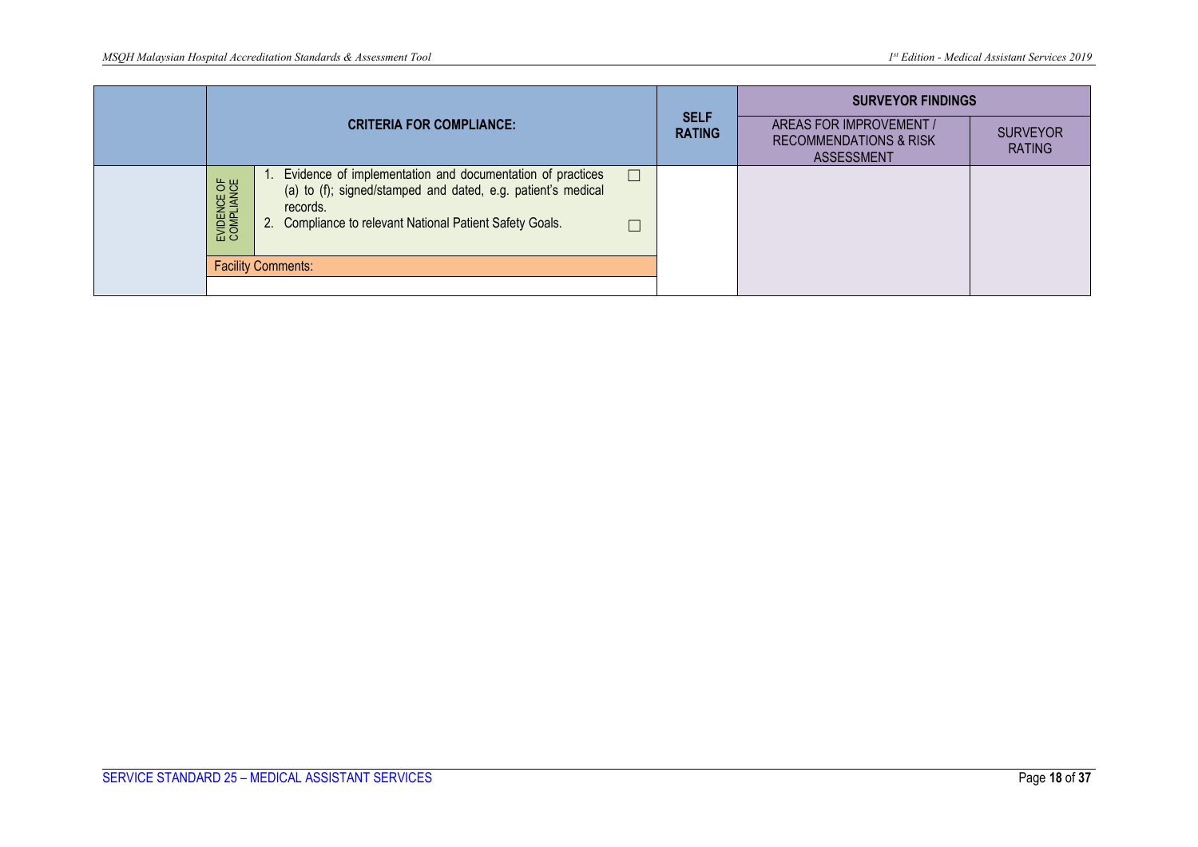| | CRITERIA FOR COMPLIANCE: | | | SELF RATING | SURVEYOR FINDINGS | |
|---|---|---|---|---|---|---|
| | | | | | AREAS FOR IMPROVEMENT / RECOMMENDATIONS & RISK ASSESSMENT | SURVEYOR RATING |
| | EVIDENCE OF COMPLIANCE | 1. Evidence of implementation and documentation of practices (a) to (f); signed/stamped and dated, e.g. patient's medical records. | ☐ | | | |
| | | 2. Compliance to relevant National Patient Safety Goals. | ☐ | | | |
| | Facility Comments: | | | | | |
| | | | | | | |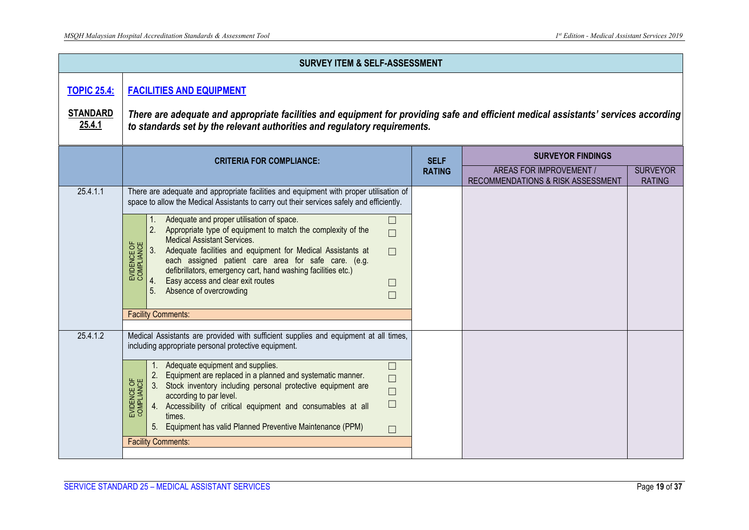**SURVEY ITEM & SELF-ASSESSMENT**

**TOPIC 25.4:** **FACILITIES AND EQUIPMENT**

**STANDARD 25.4.1** ***There are adequate and appropriate facilities and equipment for providing safe and efficient medical assistants' services according to standards set by the relevant authorities and regulatory requirements.***

| | CRITERIA FOR COMPLIANCE: | SELF RATING | SURVEYOR FINDINGS | |
|---|---|---|---|---|
| | | | AREAS FOR IMPROVEMENT / RECOMMENDATIONS & RISK ASSESSMENT | SURVEYOR RATING |
| 25.4.1.1 | There are adequate and appropriate facilities and equipment with proper utilisation of space to allow the Medical Assistants to carry out their services safely and efficiently.<br><br>EVIDENCE OF COMPLIANCE<br>1. Adequate and proper utilisation of space. ☐<br>2. Appropriate type of equipment to match the complexity of the Medical Assistant Services. ☐<br>3. Adequate facilities and equipment for Medical Assistants at each assigned patient care area for safe care. (e.g. defibrillators, emergency cart, hand washing facilities etc.) ☐<br>4. Easy access and clear exit routes ☐<br>5. Absence of overcrowding ☐<br><br>Facility Comments: | | | |
| 25.4.1.2 | Medical Assistants are provided with sufficient supplies and equipment at all times, including appropriate personal protective equipment.<br><br>EVIDENCE OF COMPLIANCE<br>1. Adequate equipment and supplies. ☐<br>2. Equipment are replaced in a planned and systematic manner. ☐<br>3. Stock inventory including personal protective equipment are according to par level. ☐<br>4. Accessibility of critical equipment and consumables at all times. ☐<br>5. Equipment has valid Planned Preventive Maintenance (PPM) ☐<br><br>Facility Comments: | | | |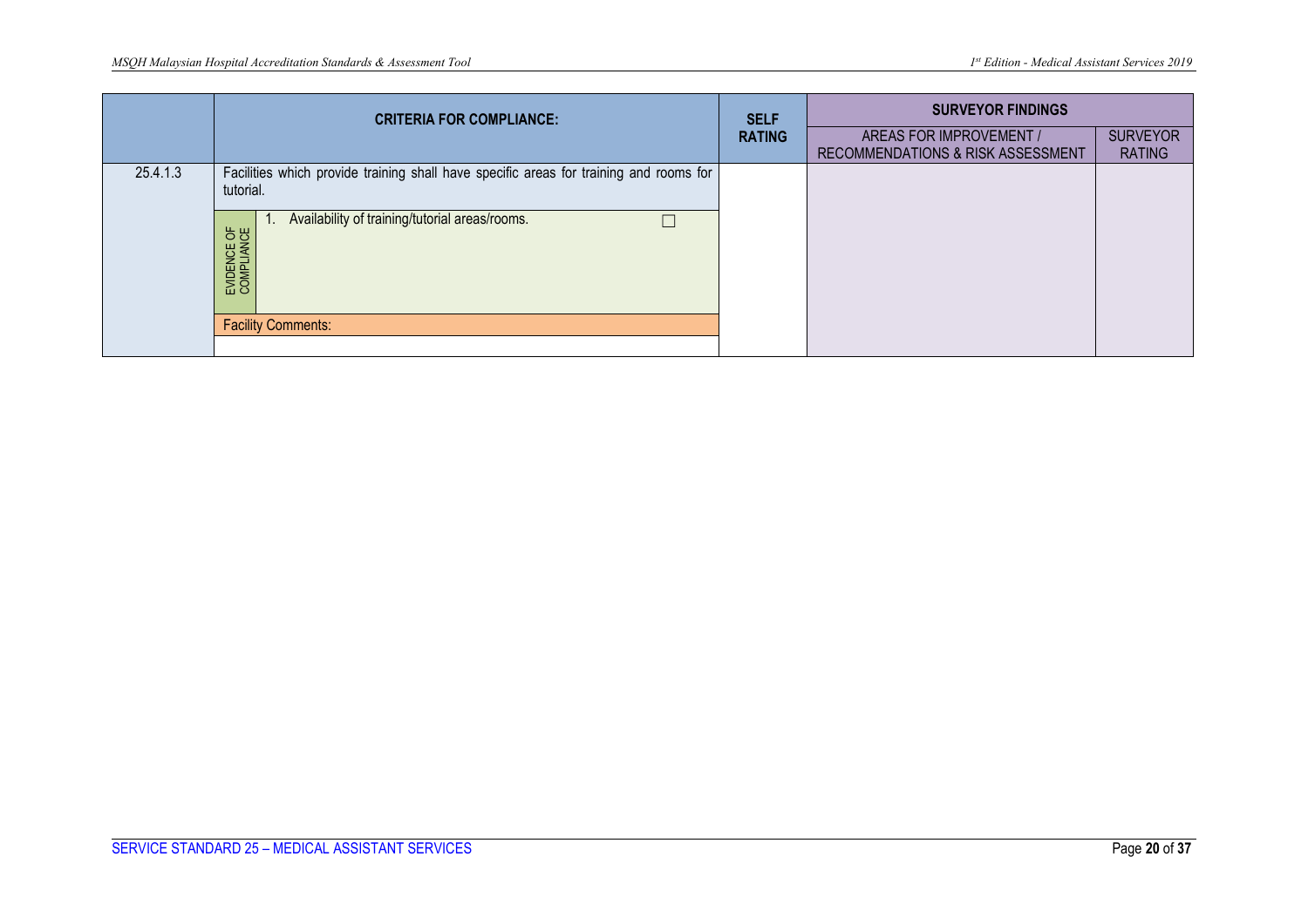| | CRITERIA FOR COMPLIANCE: | SELF RATING | SURVEYOR FINDINGS | |
|---|---|---|---|---|
| | | | AREAS FOR IMPROVEMENT / RECOMMENDATIONS & RISK ASSESSMENT | SURVEYOR RATING |
| 25.4.1.3 | Facilities which provide training shall have specific areas for training and rooms for tutorial. | | | |
| | EVIDENCE OF COMPLIANCE: 1. Availability of training/tutorial areas/rooms. ☐ | | | |
| | Facility Comments: | | | |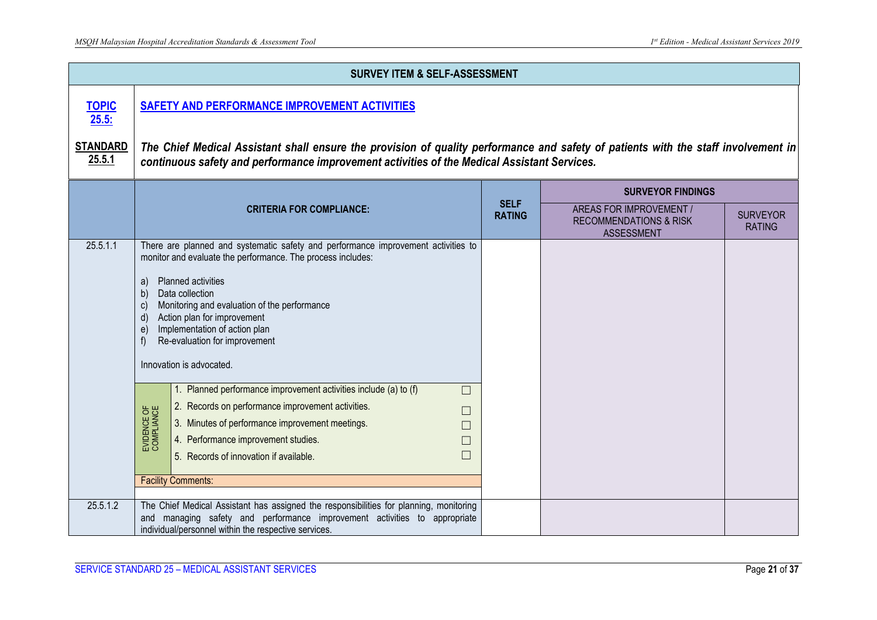**SURVEY ITEM & SELF-ASSESSMENT**

**TOPIC 25.5:** **SAFETY AND PERFORMANCE IMPROVEMENT ACTIVITIES**

**STANDARD 25.5.1** ***The Chief Medical Assistant shall ensure the provision of quality performance and safety of patients with the staff involvement in continuous safety and performance improvement activities of the Medical Assistant Services.***

| | **CRITERIA FOR COMPLIANCE:** | **SELF RATING** | **SURVEYOR FINDINGS** | |
|---|---|---|---|---|
| | | | AREAS FOR IMPROVEMENT / RECOMMENDATIONS & RISK ASSESSMENT | SURVEYOR RATING |
| 25.5.1.1 | There are planned and systematic safety and performance improvement activities to monitor and evaluate the performance. The process includes:<br><br>a) Planned activities<br>b) Data collection<br>c) Monitoring and evaluation of the performance<br>d) Action plan for improvement<br>e) Implementation of action plan<br>f) Re-evaluation for improvement<br><br>Innovation is advocated.<br><br>EVIDENCE OF COMPLIANCE:<br>1. Planned performance improvement activities include (a) to (f) ☐<br>2. Records on performance improvement activities. ☐<br>3. Minutes of performance improvement meetings. ☐<br>4. Performance improvement studies. ☐<br>5. Records of innovation if available. ☐<br><br>Facility Comments: | | | |
| 25.5.1.2 | The Chief Medical Assistant has assigned the responsibilities for planning, monitoring and managing safety and performance improvement activities to appropriate individual/personnel within the respective services. | | | |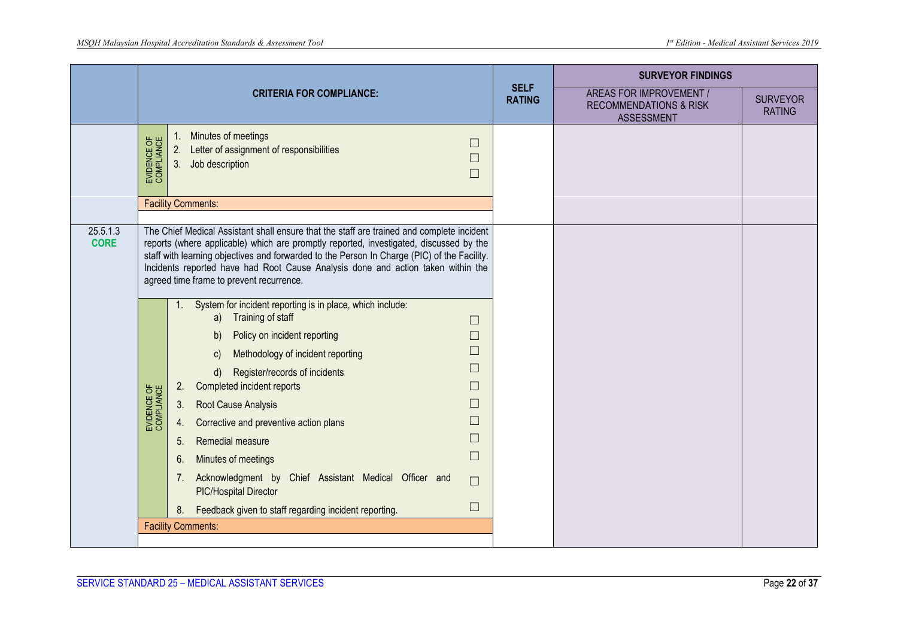| | CRITERIA FOR COMPLIANCE: | | SELF RATING | SURVEYOR FINDINGS | |
|---|---|---|---|---|---|
| | | | | AREAS FOR IMPROVEMENT / RECOMMENDATIONS & RISK ASSESSMENT | SURVEYOR RATING |
| | EVIDENCE OF COMPLIANCE | 1. Minutes of meetings ☐<br>2. Letter of assignment of responsibilities ☐<br>3. Job description ☐ | | | |
| | Facility Comments: | | | | |
| 25.5.1.3 **CORE** | The Chief Medical Assistant shall ensure that the staff are trained and complete incident reports (where applicable) which are promptly reported, investigated, discussed by the staff with learning objectives and forwarded to the Person In Charge (PIC) of the Facility. Incidents reported have had Root Cause Analysis done and action taken within the agreed time frame to prevent recurrence. | | | | |
| | EVIDENCE OF COMPLIANCE | 1. System for incident reporting is in place, which include:<br>a) Training of staff ☐<br>b) Policy on incident reporting ☐<br>c) Methodology of incident reporting ☐<br>d) Register/records of incidents ☐<br>2. Completed incident reports ☐<br>3. Root Cause Analysis ☐<br>4. Corrective and preventive action plans ☐<br>5. Remedial measure ☐<br>6. Minutes of meetings ☐<br>7. Acknowledgment by Chief Assistant Medical Officer and PIC/Hospital Director ☐<br>8. Feedback given to staff regarding incident reporting. ☐ | | | |
| | Facility Comments: | | | | |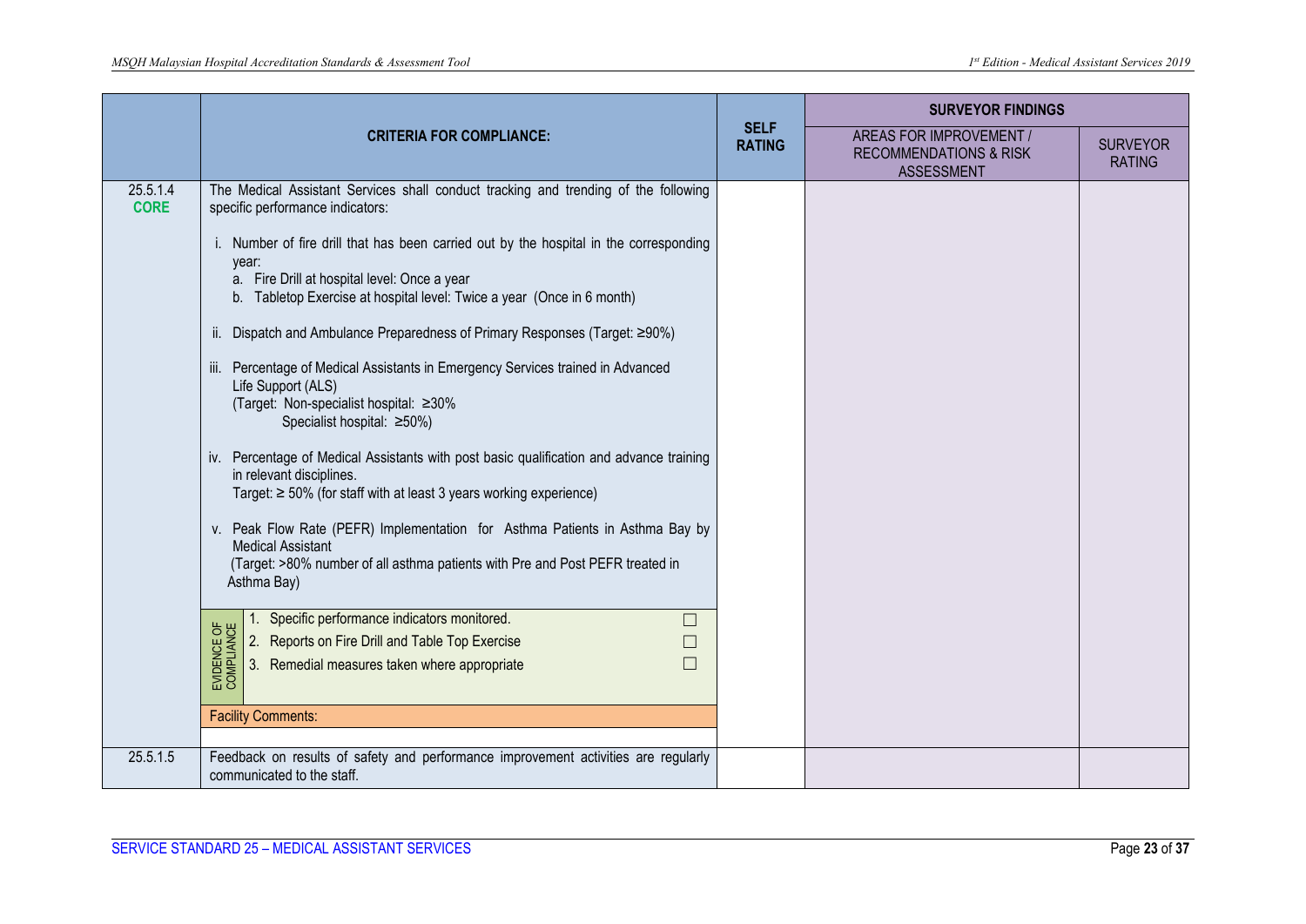| | CRITERIA FOR COMPLIANCE: | SELF RATING | SURVEYOR FINDINGS | |
|---|---|---|---|---|
| | | | AREAS FOR IMPROVEMENT / RECOMMENDATIONS & RISK ASSESSMENT | SURVEYOR RATING |
| 25.5.1.4 **CORE** | The Medical Assistant Services shall conduct tracking and trending of the following specific performance indicators:<br><br>i. Number of fire drill that has been carried out by the hospital in the corresponding year:<br>a. Fire Drill at hospital level: Once a year<br>b. Tabletop Exercise at hospital level: Twice a year (Once in 6 month)<br><br>ii. Dispatch and Ambulance Preparedness of Primary Responses (Target: ≥90%)<br><br>iii. Percentage of Medical Assistants in Emergency Services trained in Advanced Life Support (ALS)<br>(Target: Non-specialist hospital: ≥30%<br>Specialist hospital: ≥50%)<br><br>iv. Percentage of Medical Assistants with post basic qualification and advance training in relevant disciplines.<br>Target: ≥ 50% (for staff with at least 3 years working experience)<br><br>v. Peak Flow Rate (PEFR) Implementation for Asthma Patients in Asthma Bay by Medical Assistant<br>(Target: >80% number of all asthma patients with Pre and Post PEFR treated in Asthma Bay)<br><br>**EVIDENCE OF COMPLIANCE**<br>1. Specific performance indicators monitored. ☐<br>2. Reports on Fire Drill and Table Top Exercise ☐<br>3. Remedial measures taken where appropriate ☐<br><br>Facility Comments: | | | |
| 25.5.1.5 | Feedback on results of safety and performance improvement activities are regularly communicated to the staff. | | | |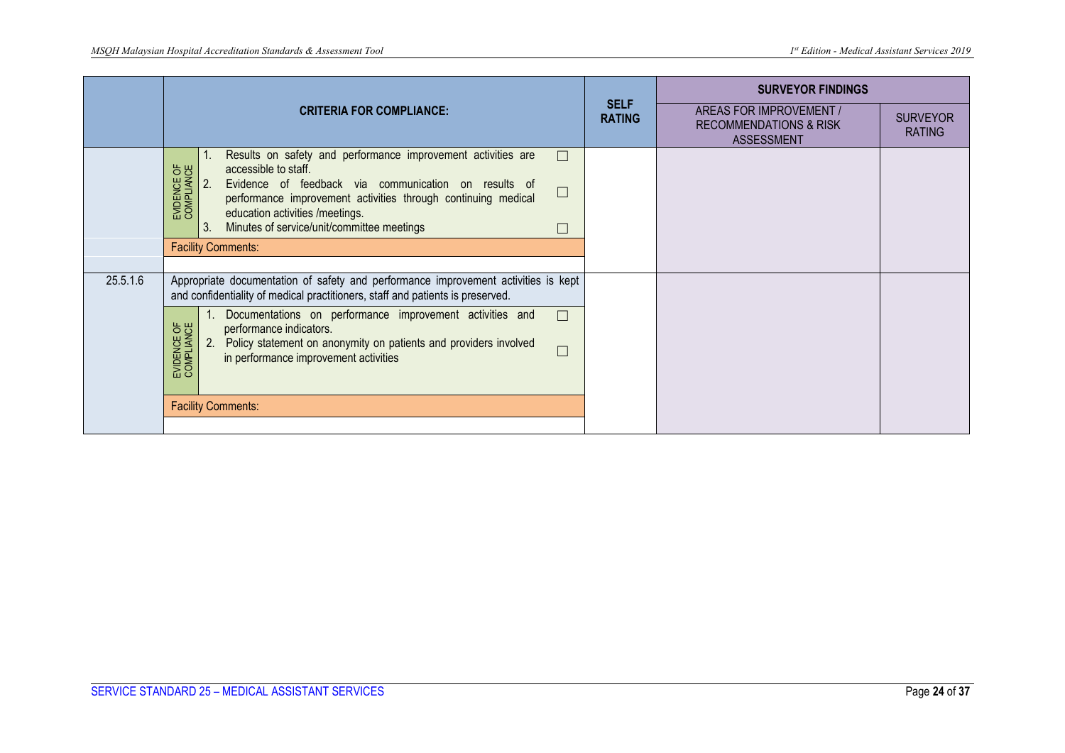|  | CRITERIA FOR COMPLIANCE: | SELF RATING | SURVEYOR FINDINGS | |
|---|---|---|---|---|
|  |  |  | AREAS FOR IMPROVEMENT / RECOMMENDATIONS & RISK ASSESSMENT | SURVEYOR RATING |
|  | **EVIDENCE OF COMPLIANCE**<br>1. Results on safety and performance improvement activities are accessible to staff. ☐<br>2. Evidence of feedback via communication on results of performance improvement activities through continuing medical education activities /meetings. ☐<br>3. Minutes of service/unit/committee meetings ☐ |  |  |  |
|  | Facility Comments: |  |  |  |
| 25.5.1.6 | Appropriate documentation of safety and performance improvement activities is kept and confidentiality of medical practitioners, staff and patients is preserved. |  |  |  |
|  | **EVIDENCE OF COMPLIANCE**<br>1. Documentations on performance improvement activities and performance indicators. ☐<br>2. Policy statement on anonymity on patients and providers involved in performance improvement activities ☐ |  |  |  |
|  | Facility Comments: |  |  |  |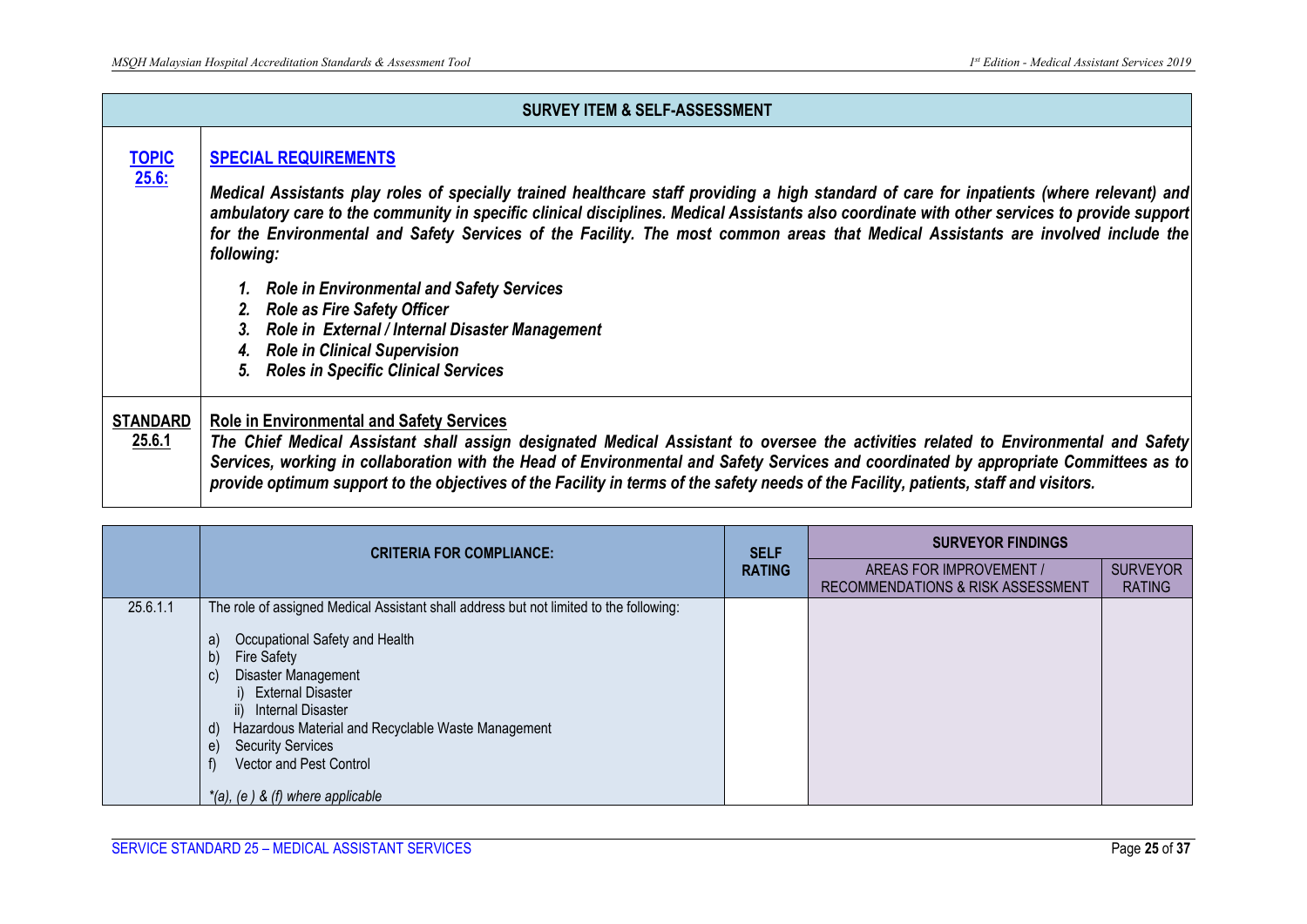| SURVEY ITEM & SELF-ASSESSMENT | |
|---|---|
| **TOPIC 25.6:** | **SPECIAL REQUIREMENTS**<br><br>***Medical Assistants play roles of specially trained healthcare staff providing a high standard of care for inpatients (where relevant) and ambulatory care to the community in specific clinical disciplines. Medical Assistants also coordinate with other services to provide support for the Environmental and Safety Services of the Facility. The most common areas that Medical Assistants are involved include the following:***<br><br>***1. Role in Environmental and Safety Services***<br>***2. Role as Fire Safety Officer***<br>***3. Role in External / Internal Disaster Management***<br>***4. Role in Clinical Supervision***<br>***5. Roles in Specific Clinical Services*** |
| **STANDARD 25.6.1** | **Role in Environmental and Safety Services**<br>***The Chief Medical Assistant shall assign designated Medical Assistant to oversee the activities related to Environmental and Safety Services, working in collaboration with the Head of Environmental and Safety Services and coordinated by appropriate Committees as to provide optimum support to the objectives of the Facility in terms of the safety needs of the Facility, patients, staff and visitors.*** |

| | CRITERIA FOR COMPLIANCE: | SELF RATING | SURVEYOR FINDINGS | |
|---|---|---|---|---|
| | | | AREAS FOR IMPROVEMENT / RECOMMENDATIONS & RISK ASSESSMENT | SURVEYOR RATING |
| 25.6.1.1 | The role of assigned Medical Assistant shall address but not limited to the following:<br><br>a) Occupational Safety and Health<br>b) Fire Safety<br>c) Disaster Management<br>i) External Disaster<br>ii) Internal Disaster<br>d) Hazardous Material and Recyclable Waste Management<br>e) Security Services<br>f) Vector and Pest Control<br><br>*\*(a), (e ) & (f) where applicable* | | | |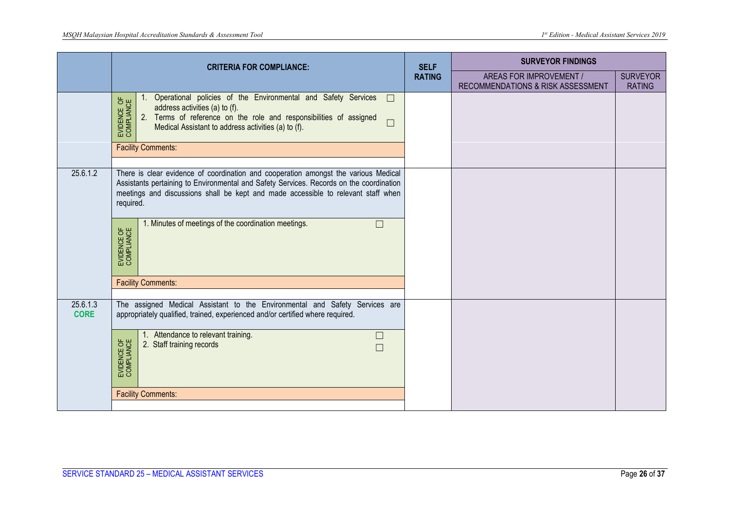| | CRITERIA FOR COMPLIANCE: | SELF RATING | SURVEYOR FINDINGS | |
|---|---|---|---|---|
| | | | AREAS FOR IMPROVEMENT / RECOMMENDATIONS & RISK ASSESSMENT | SURVEYOR RATING |
| | **EVIDENCE OF COMPLIANCE**<br>1. Operational policies of the Environmental and Safety Services address activities (a) to (f). ☐<br>2. Terms of reference on the role and responsibilities of assigned Medical Assistant to address activities (a) to (f). ☐ | | | |
| | Facility Comments: | | | |
| 25.6.1.2 | There is clear evidence of coordination and cooperation amongst the various Medical Assistants pertaining to Environmental and Safety Services. Records on the coordination meetings and discussions shall be kept and made accessible to relevant staff when required. | | | |
| | **EVIDENCE OF COMPLIANCE**<br>1. Minutes of meetings of the coordination meetings. ☐ | | | |
| | Facility Comments: | | | |
| 25.6.1.3 **CORE** | The assigned Medical Assistant to the Environmental and Safety Services are appropriately qualified, trained, experienced and/or certified where required. | | | |
| | **EVIDENCE OF COMPLIANCE**<br>1. Attendance to relevant training. ☐<br>2. Staff training records ☐ | | | |
| | Facility Comments: | | | |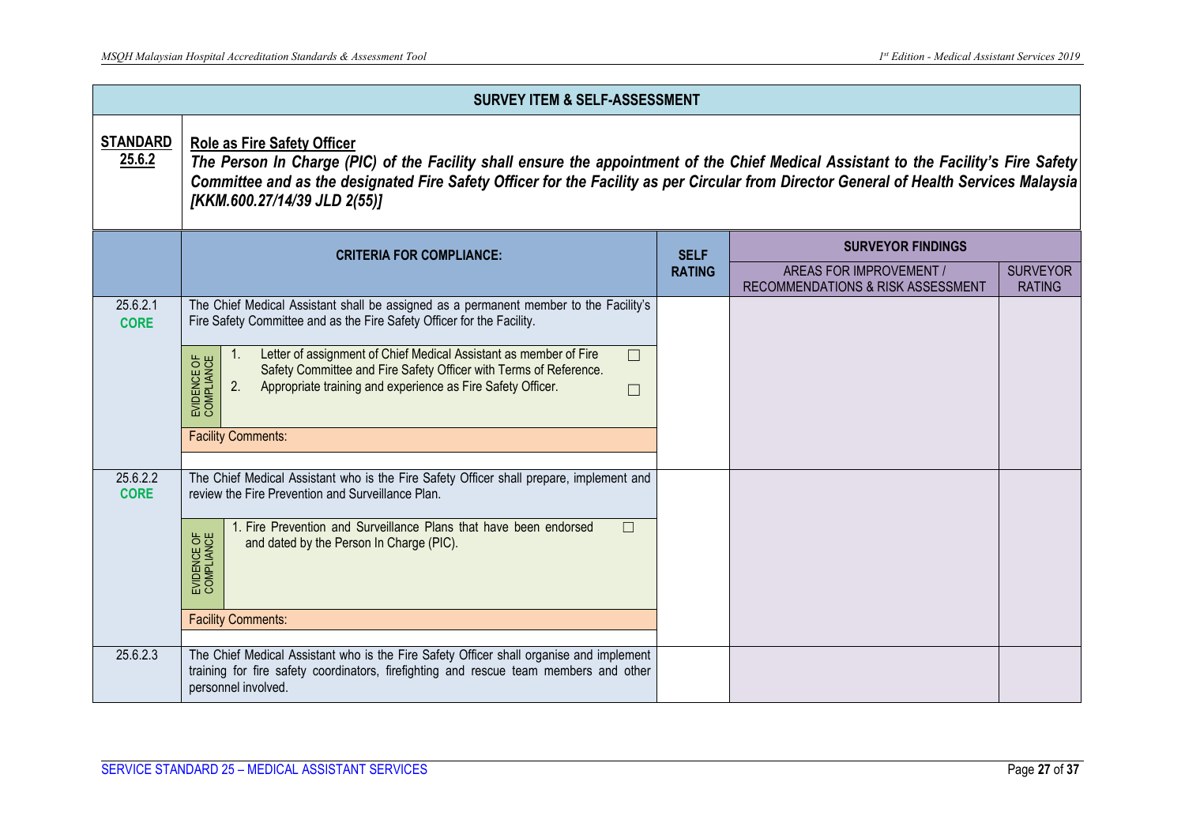**SURVEY ITEM & SELF-ASSESSMENT**

**STANDARD 25.6.2**

**Role as Fire Safety Officer**

***The Person In Charge (PIC) of the Facility shall ensure the appointment of the Chief Medical Assistant to the Facility's Fire Safety Committee and as the designated Fire Safety Officer for the Facility as per Circular from Director General of Health Services Malaysia [KKM.600.27/14/39 JLD 2(55)]***

| | CRITERIA FOR COMPLIANCE: | SELF RATING | SURVEYOR FINDINGS | |
|---|---|---|---|---|
| | | | AREAS FOR IMPROVEMENT / RECOMMENDATIONS & RISK ASSESSMENT | SURVEYOR RATING |
| 25.6.2.1 **CORE** | The Chief Medical Assistant shall be assigned as a permanent member to the Facility's Fire Safety Committee and as the Fire Safety Officer for the Facility.<br><br>EVIDENCE OF COMPLIANCE<br>1. Letter of assignment of Chief Medical Assistant as member of Fire Safety Committee and Fire Safety Officer with Terms of Reference. ☐<br>2. Appropriate training and experience as Fire Safety Officer. ☐<br><br>Facility Comments: | | | |
| 25.6.2.2 **CORE** | The Chief Medical Assistant who is the Fire Safety Officer shall prepare, implement and review the Fire Prevention and Surveillance Plan.<br><br>EVIDENCE OF COMPLIANCE<br>1. Fire Prevention and Surveillance Plans that have been endorsed and dated by the Person In Charge (PIC). ☐<br><br>Facility Comments: | | | |
| 25.6.2.3 | The Chief Medical Assistant who is the Fire Safety Officer shall organise and implement training for fire safety coordinators, firefighting and rescue team members and other personnel involved. | | | |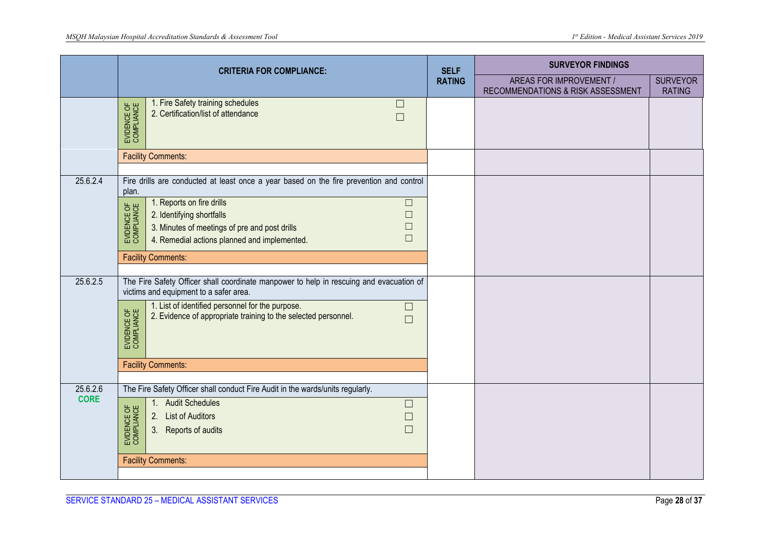| | CRITERIA FOR COMPLIANCE: | SELF RATING | SURVEYOR FINDINGS | |
|---|---|---|---|---|
| | | | AREAS FOR IMPROVEMENT / RECOMMENDATIONS & RISK ASSESSMENT | SURVEYOR RATING |
| | EVIDENCE OF COMPLIANCE:<br>1. Fire Safety training schedules ☐<br>2. Certification/list of attendance ☐ | | | |
| | Facility Comments: | | | |
| 25.6.2.4 | Fire drills are conducted at least once a year based on the fire prevention and control plan.<br>EVIDENCE OF COMPLIANCE:<br>1. Reports on fire drills ☐<br>2. Identifying shortfalls ☐<br>3. Minutes of meetings of pre and post drills ☐<br>4. Remedial actions planned and implemented. ☐<br>Facility Comments: | | | |
| 25.6.2.5 | The Fire Safety Officer shall coordinate manpower to help in rescuing and evacuation of victims and equipment to a safer area.<br>EVIDENCE OF COMPLIANCE:<br>1. List of identified personnel for the purpose. ☐<br>2. Evidence of appropriate training to the selected personnel. ☐<br>Facility Comments: | | | |
| 25.6.2.6 **CORE** | The Fire Safety Officer shall conduct Fire Audit in the wards/units regularly.<br>EVIDENCE OF COMPLIANCE:<br>1. Audit Schedules ☐<br>2. List of Auditors ☐<br>3. Reports of audits ☐<br>Facility Comments: | | | |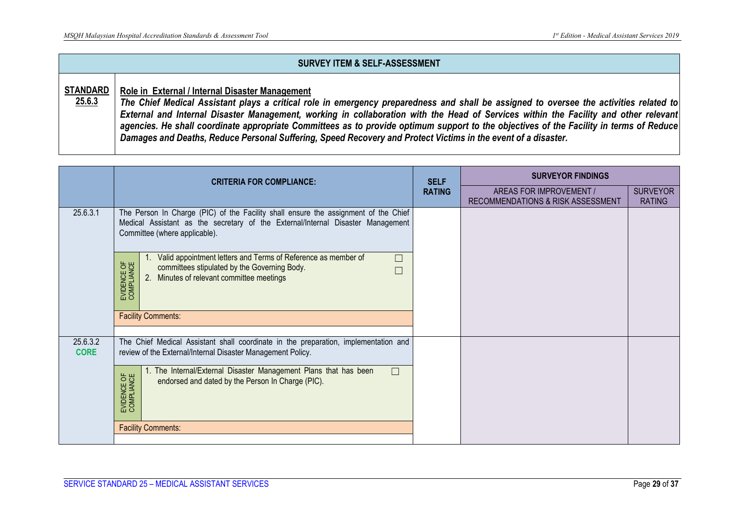## SURVEY ITEM & SELF-ASSESSMENT

**STANDARD 25.6.3** — **Role in External / Internal Disaster Management**

***The Chief Medical Assistant plays a critical role in emergency preparedness and shall be assigned to oversee the activities related to External and Internal Disaster Management, working in collaboration with the Head of Services within the Facility and other relevant agencies. He shall coordinate appropriate Committees as to provide optimum support to the objectives of the Facility in terms of Reduce Damages and Deaths, Reduce Personal Suffering, Speed Recovery and Protect Victims in the event of a disaster.***

| | CRITERIA FOR COMPLIANCE: | SELF RATING | SURVEYOR FINDINGS: AREAS FOR IMPROVEMENT / RECOMMENDATIONS & RISK ASSESSMENT | SURVEYOR RATING |
|---|---|---|---|---|
| 25.6.3.1 | The Person In Charge (PIC) of the Facility shall ensure the assignment of the Chief Medical Assistant as the secretary of the External/Internal Disaster Management Committee (where applicable). | | | |
| | **EVIDENCE OF COMPLIANCE**<br>1. Valid appointment letters and Terms of Reference as member of committees stipulated by the Governing Body. ☐<br>2. Minutes of relevant committee meetings ☐ | | | |
| | Facility Comments: | | | |
| 25.6.3.2 **CORE** | The Chief Medical Assistant shall coordinate in the preparation, implementation and review of the External/Internal Disaster Management Policy. | | | |
| | **EVIDENCE OF COMPLIANCE**<br>1. The Internal/External Disaster Management Plans that has been endorsed and dated by the Person In Charge (PIC). ☐ | | | |
| | Facility Comments: | | | |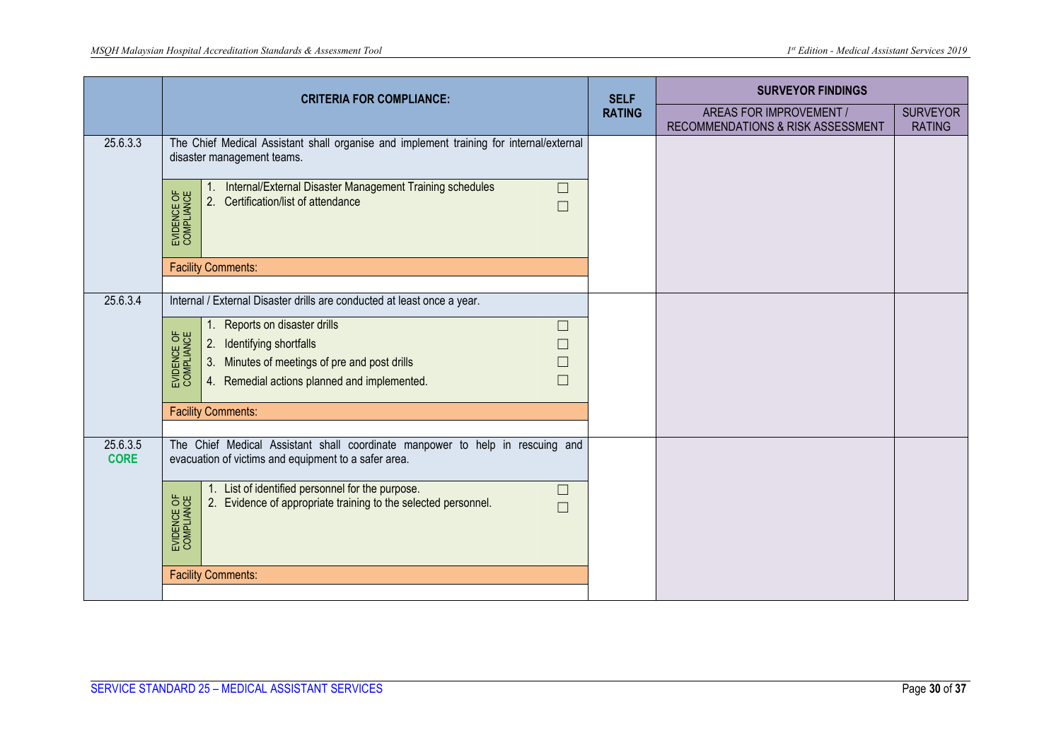| | CRITERIA FOR COMPLIANCE: | SELF RATING | SURVEYOR FINDINGS | |
|---|---|---|---|---|
| | | | AREAS FOR IMPROVEMENT / RECOMMENDATIONS & RISK ASSESSMENT | SURVEYOR RATING |
| 25.6.3.3 | The Chief Medical Assistant shall organise and implement training for internal/external disaster management teams. | | | |
| | EVIDENCE OF COMPLIANCE<br>1. Internal/External Disaster Management Training schedules ☐<br>2. Certification/list of attendance ☐ | | | |
| | Facility Comments: | | | |
| 25.6.3.4 | Internal / External Disaster drills are conducted at least once a year. | | | |
| | EVIDENCE OF COMPLIANCE<br>1. Reports on disaster drills ☐<br>2. Identifying shortfalls ☐<br>3. Minutes of meetings of pre and post drills ☐<br>4. Remedial actions planned and implemented. ☐ | | | |
| | Facility Comments: | | | |
| 25.6.3.5<br>**CORE** | The Chief Medical Assistant shall coordinate manpower to help in rescuing and evacuation of victims and equipment to a safer area. | | | |
| | EVIDENCE OF COMPLIANCE<br>1. List of identified personnel for the purpose. ☐<br>2. Evidence of appropriate training to the selected personnel. ☐ | | | |
| | Facility Comments: | | | |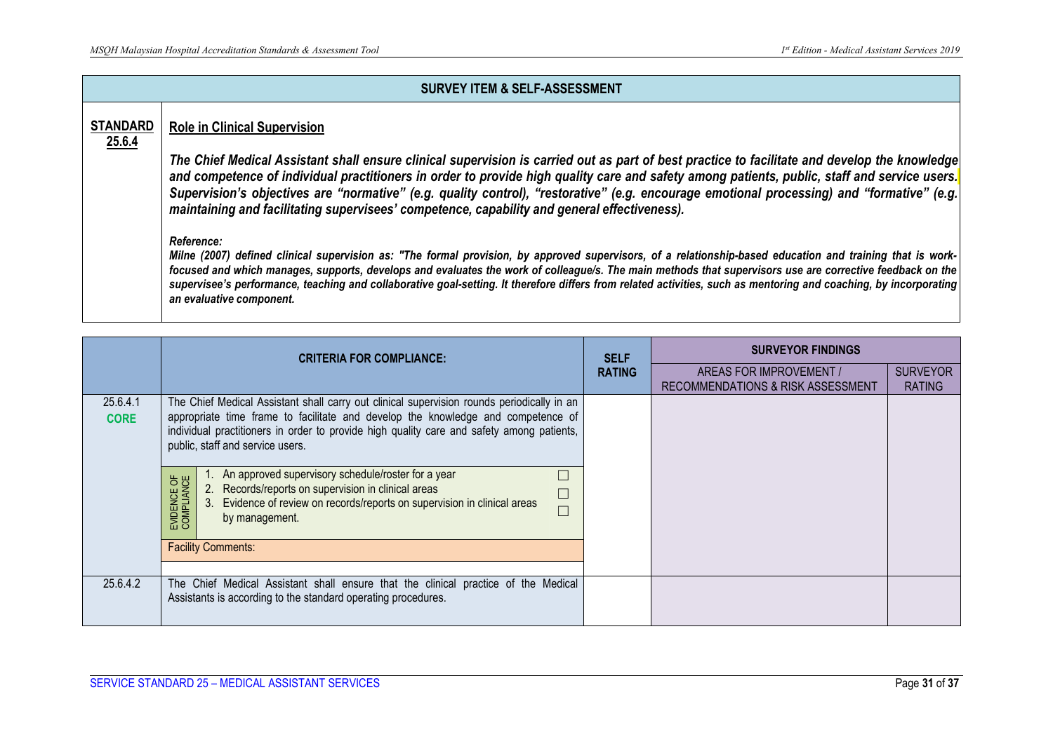| SURVEY ITEM & SELF-ASSESSMENT | |
|---|---|
| **STANDARD 25.6.4** | **Role in Clinical Supervision**<br><br>***The Chief Medical Assistant shall ensure clinical supervision is carried out as part of best practice to facilitate and develop the knowledge and competence of individual practitioners in order to provide high quality care and safety among patients, public, staff and service users. Supervision's objectives are "normative" (e.g. quality control), "restorative" (e.g. encourage emotional processing) and "formative" (e.g. maintaining and facilitating supervisees' competence, capability and general effectiveness).***<br><br>***Reference:***<br>***Milne (2007) defined clinical supervision as: "The formal provision, by approved supervisors, of a relationship-based education and training that is work-focused and which manages, supports, develops and evaluates the work of colleague/s. The main methods that supervisors use are corrective feedback on the supervisee's performance, teaching and collaborative goal-setting. It therefore differs from related activities, such as mentoring and coaching, by incorporating an evaluative component.*** |

| | CRITERIA FOR COMPLIANCE: | SELF RATING | SURVEYOR FINDINGS | |
|---|---|---|---|---|
| | | | AREAS FOR IMPROVEMENT / RECOMMENDATIONS & RISK ASSESSMENT | SURVEYOR RATING |
| 25.6.4.1 **CORE** | The Chief Medical Assistant shall carry out clinical supervision rounds periodically in an appropriate time frame to facilitate and develop the knowledge and competence of individual practitioners in order to provide high quality care and safety among patients, public, staff and service users.<br><br>EVIDENCE OF COMPLIANCE:<br>1. An approved supervisory schedule/roster for a year ☐<br>2. Records/reports on supervision in clinical areas ☐<br>3. Evidence of review on records/reports on supervision in clinical areas by management. ☐<br><br>Facility Comments: | | | |
| 25.6.4.2 | The Chief Medical Assistant shall ensure that the clinical practice of the Medical Assistants is according to the standard operating procedures. | | | |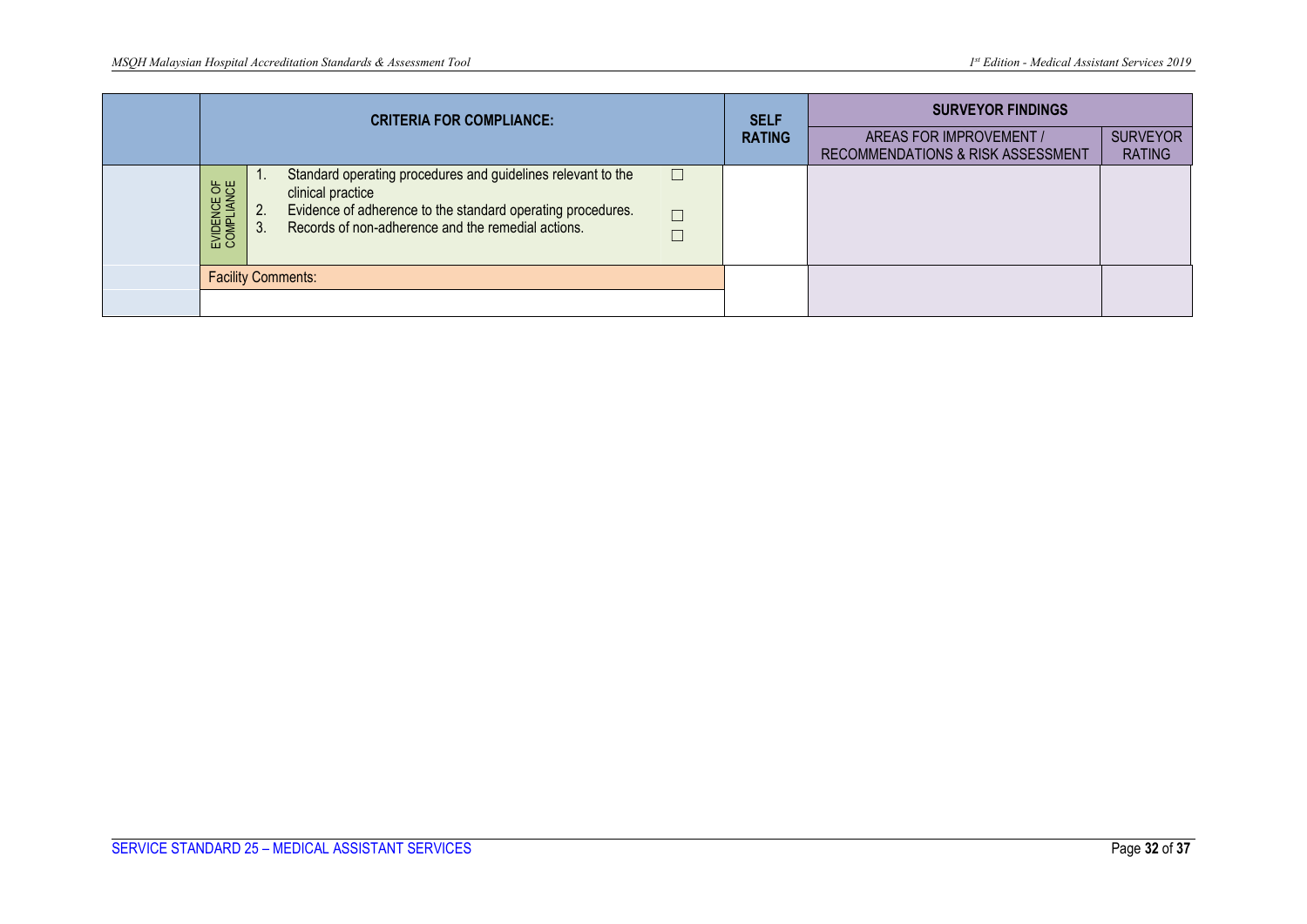| | CRITERIA FOR COMPLIANCE: | | SELF RATING | SURVEYOR FINDINGS | |
|---|---|---|---|---|---|
| | | | | AREAS FOR IMPROVEMENT / RECOMMENDATIONS & RISK ASSESSMENT | SURVEYOR RATING |
| | EVIDENCE OF COMPLIANCE | 1. Standard operating procedures and guidelines relevant to the clinical practice ☐<br>2. Evidence of adherence to the standard operating procedures. ☐<br>3. Records of non-adherence and the remedial actions. ☐ | | | |
| | Facility Comments: | | | | |
| | | | | | |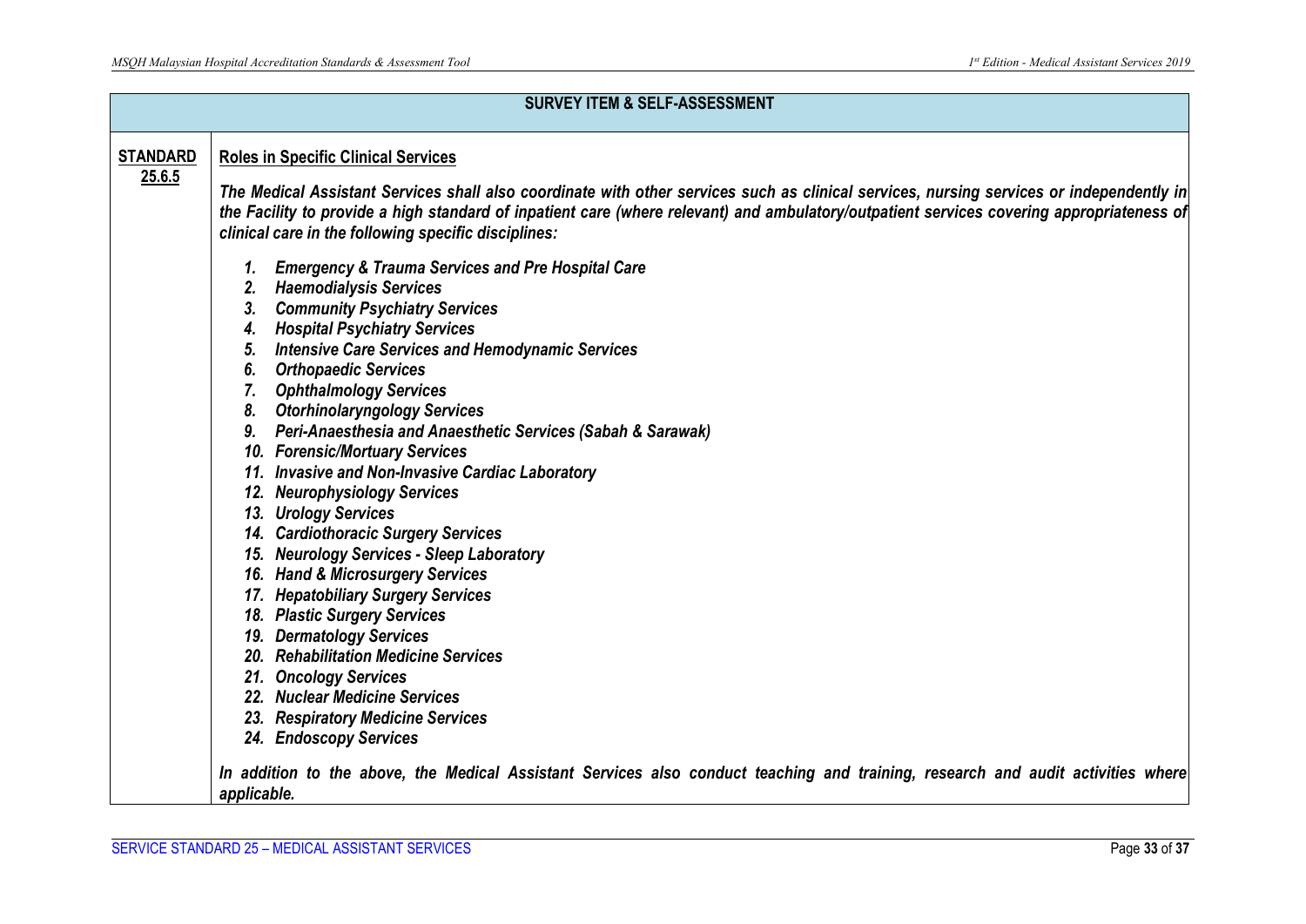| SURVEY ITEM & SELF-ASSESSMENT | |
|---|---|
| **STANDARD 25.6.5** | **Roles in Specific Clinical Services**<br><br>***The Medical Assistant Services shall also coordinate with other services such as clinical services, nursing services or independently in the Facility to provide a high standard of inpatient care (where relevant) and ambulatory/outpatient services covering appropriateness of clinical care in the following specific disciplines:***<br><br>***1. Emergency & Trauma Services and Pre Hospital Care***<br>***2. Haemodialysis Services***<br>***3. Community Psychiatry Services***<br>***4. Hospital Psychiatry Services***<br>***5. Intensive Care Services and Hemodynamic Services***<br>***6. Orthopaedic Services***<br>***7. Ophthalmology Services***<br>***8. Otorhinolaryngology Services***<br>***9. Peri-Anaesthesia and Anaesthetic Services (Sabah & Sarawak)***<br>***10. Forensic/Mortuary Services***<br>***11. Invasive and Non-Invasive Cardiac Laboratory***<br>***12. Neurophysiology Services***<br>***13. Urology Services***<br>***14. Cardiothoracic Surgery Services***<br>***15. Neurology Services - Sleep Laboratory***<br>***16. Hand & Microsurgery Services***<br>***17. Hepatobiliary Surgery Services***<br>***18. Plastic Surgery Services***<br>***19. Dermatology Services***<br>***20. Rehabilitation Medicine Services***<br>***21. Oncology Services***<br>***22. Nuclear Medicine Services***<br>***23. Respiratory Medicine Services***<br>***24. Endoscopy Services***<br><br>***In addition to the above, the Medical Assistant Services also conduct teaching and training, research and audit activities where applicable.*** |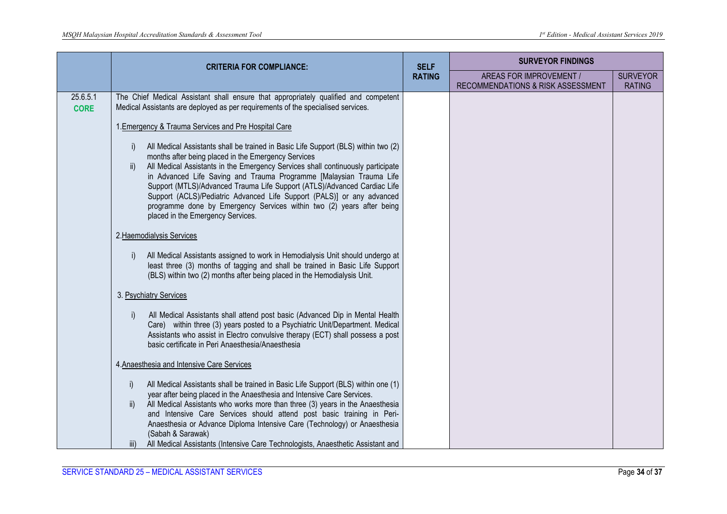| | CRITERIA FOR COMPLIANCE: | SELF RATING | SURVEYOR FINDINGS | |
|---|---|---|---|---|
| | | | AREAS FOR IMPROVEMENT / RECOMMENDATIONS & RISK ASSESSMENT | SURVEYOR RATING |
| 25.6.5.1 **CORE** | The Chief Medical Assistant shall ensure that appropriately qualified and competent Medical Assistants are deployed as per requirements of the specialised services.<br><br>1. Emergency & Trauma Services and Pre Hospital Care<br><br>i) All Medical Assistants shall be trained in Basic Life Support (BLS) within two (2) months after being placed in the Emergency Services<br>ii) All Medical Assistants in the Emergency Services shall continuously participate in Advanced Life Saving and Trauma Programme [Malaysian Trauma Life Support (MTLS)/Advanced Trauma Life Support (ATLS)/Advanced Cardiac Life Support (ACLS)/Pediatric Advanced Life Support (PALS)] or any advanced programme done by Emergency Services within two (2) years after being placed in the Emergency Services.<br><br>2. Haemodialysis Services<br><br>i) All Medical Assistants assigned to work in Hemodialysis Unit should undergo at least three (3) months of tagging and shall be trained in Basic Life Support (BLS) within two (2) months after being placed in the Hemodialysis Unit.<br><br>3. Psychiatry Services<br><br>i) All Medical Assistants shall attend post basic (Advanced Dip in Mental Health Care) within three (3) years posted to a Psychiatric Unit/Department. Medical Assistants who assist in Electro convulsive therapy (ECT) shall possess a post basic certificate in Peri Anaesthesia/Anaesthesia<br><br>4. Anaesthesia and Intensive Care Services<br><br>i) All Medical Assistants shall be trained in Basic Life Support (BLS) within one (1) year after being placed in the Anaesthesia and Intensive Care Services.<br>ii) All Medical Assistants who works more than three (3) years in the Anaesthesia and Intensive Care Services should attend post basic training in Peri-Anaesthesia or Advance Diploma Intensive Care (Technology) or Anaesthesia (Sabah & Sarawak)<br>iii) All Medical Assistants (Intensive Care Technologists, Anaesthetic Assistant and | | | |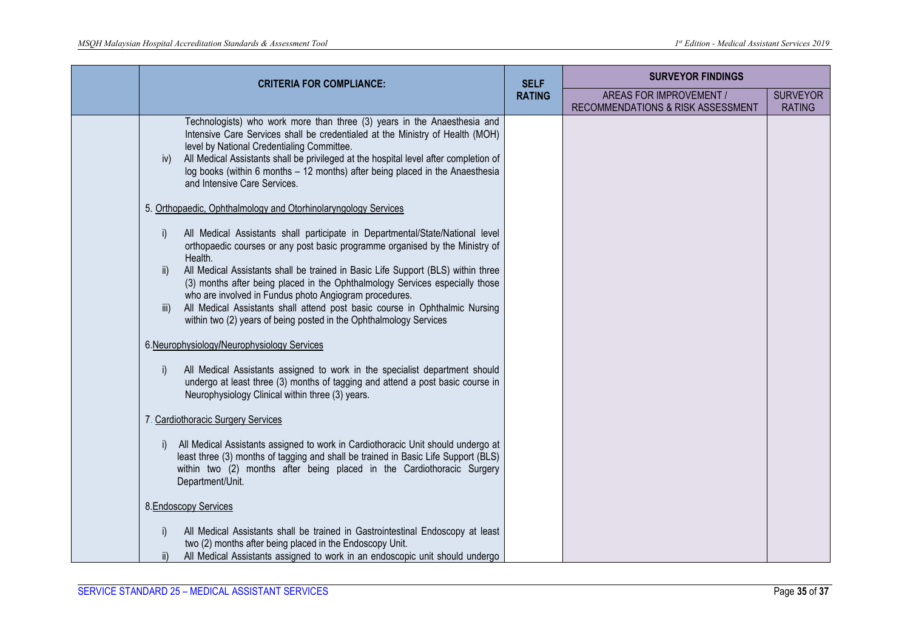| | CRITERIA FOR COMPLIANCE: | SELF RATING | SURVEYOR FINDINGS | |
|---|---|---|---|---|
| | | | AREAS FOR IMPROVEMENT / RECOMMENDATIONS & RISK ASSESSMENT | SURVEYOR RATING |
| | Technologists) who work more than three (3) years in the Anaesthesia and Intensive Care Services shall be credentialed at the Ministry of Health (MOH) level by National Credentialing Committee.<br>iv) All Medical Assistants shall be privileged at the hospital level after completion of log books (within 6 months – 12 months) after being placed in the Anaesthesia and Intensive Care Services.<br><br>5. <u>Orthopaedic, Ophthalmology and Otorhinolaryngology Services</u><br><br>i) All Medical Assistants shall participate in Departmental/State/National level orthopaedic courses or any post basic programme organised by the Ministry of Health.<br>ii) All Medical Assistants shall be trained in Basic Life Support (BLS) within three (3) months after being placed in the Ophthalmology Services especially those who are involved in Fundus photo Angiogram procedures.<br>iii) All Medical Assistants shall attend post basic course in Ophthalmic Nursing within two (2) years of being posted in the Ophthalmology Services<br><br>6. <u>Neurophysiology/Neurophysiology Services</u><br><br>i) All Medical Assistants assigned to work in the specialist department should undergo at least three (3) months of tagging and attend a post basic course in Neurophysiology Clinical within three (3) years.<br><br>7. <u>Cardiothoracic Surgery Services</u><br><br>i) All Medical Assistants assigned to work in Cardiothoracic Unit should undergo at least three (3) months of tagging and shall be trained in Basic Life Support (BLS) within two (2) months after being placed in the Cardiothoracic Surgery Department/Unit.<br><br>8. <u>Endoscopy Services</u><br><br>i) All Medical Assistants shall be trained in Gastrointestinal Endoscopy at least two (2) months after being placed in the Endoscopy Unit.<br>ii) All Medical Assistants assigned to work in an endoscopic unit should undergo | | | |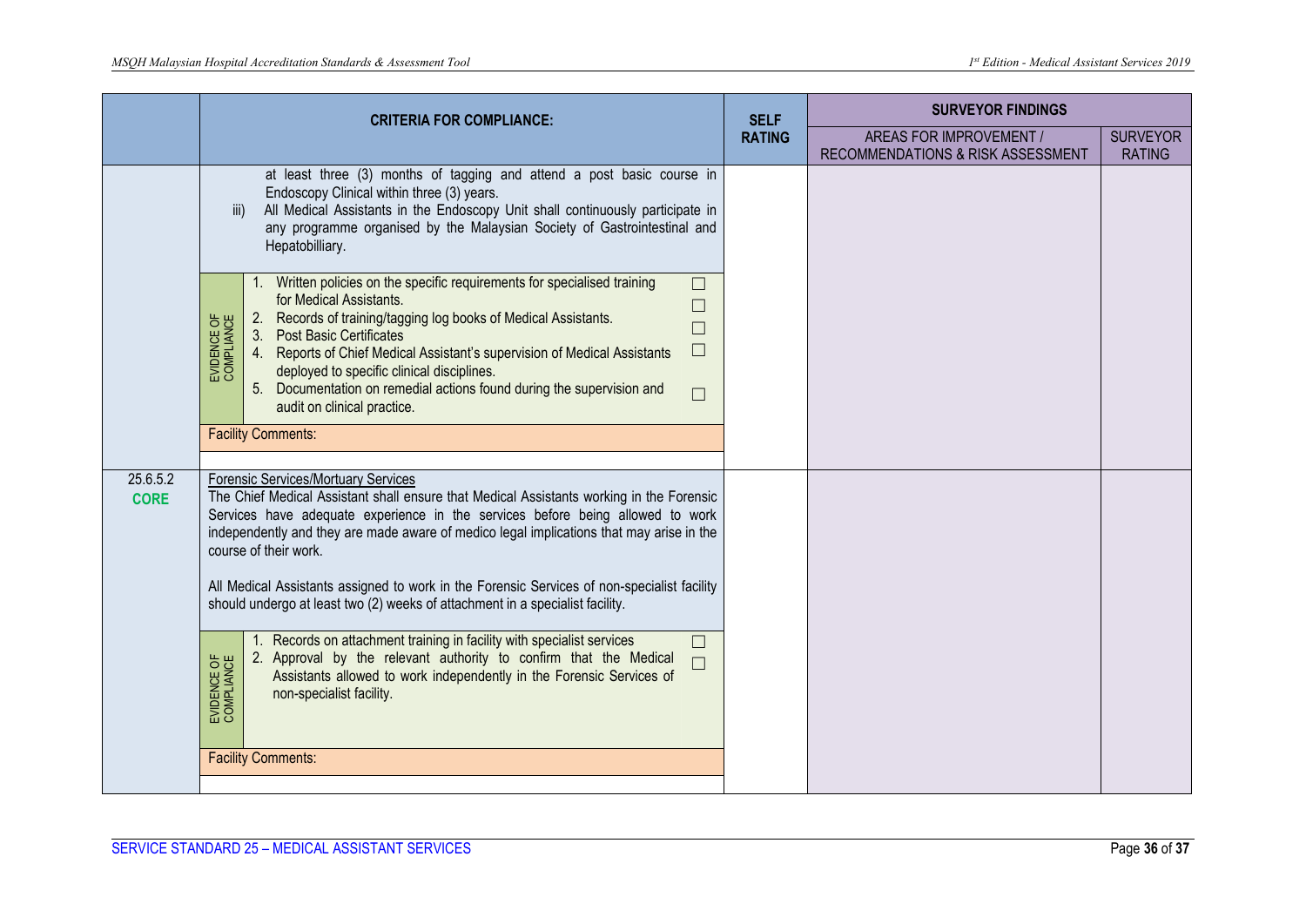| | CRITERIA FOR COMPLIANCE: | SELF RATING | SURVEYOR FINDINGS | |
|---|---|---|---|---|
| | | | AREAS FOR IMPROVEMENT / RECOMMENDATIONS & RISK ASSESSMENT | SURVEYOR RATING |
| | at least three (3) months of tagging and attend a post basic course in Endoscopy Clinical within three (3) years.<br>iii) All Medical Assistants in the Endoscopy Unit shall continuously participate in any programme organised by the Malaysian Society of Gastrointestinal and Hepatobilliary.<br><br>**EVIDENCE OF COMPLIANCE**<br>1. Written policies on the specific requirements for specialised training for Medical Assistants. ☐<br>2. Records of training/tagging log books of Medical Assistants. ☐<br>3. Post Basic Certificates ☐<br>4. Reports of Chief Medical Assistant's supervision of Medical Assistants deployed to specific clinical disciplines. ☐<br>5. Documentation on remedial actions found during the supervision and audit on clinical practice. ☐<br><br>Facility Comments: | | | |
| 25.6.5.2<br>**CORE** | Forensic Services/Mortuary Services<br>The Chief Medical Assistant shall ensure that Medical Assistants working in the Forensic Services have adequate experience in the services before being allowed to work independently and they are made aware of medico legal implications that may arise in the course of their work.<br><br>All Medical Assistants assigned to work in the Forensic Services of non-specialist facility should undergo at least two (2) weeks of attachment in a specialist facility.<br><br>**EVIDENCE OF COMPLIANCE**<br>1. Records on attachment training in facility with specialist services ☐<br>2. Approval by the relevant authority to confirm that the Medical Assistants allowed to work independently in the Forensic Services of non-specialist facility. ☐<br><br>Facility Comments: | | | |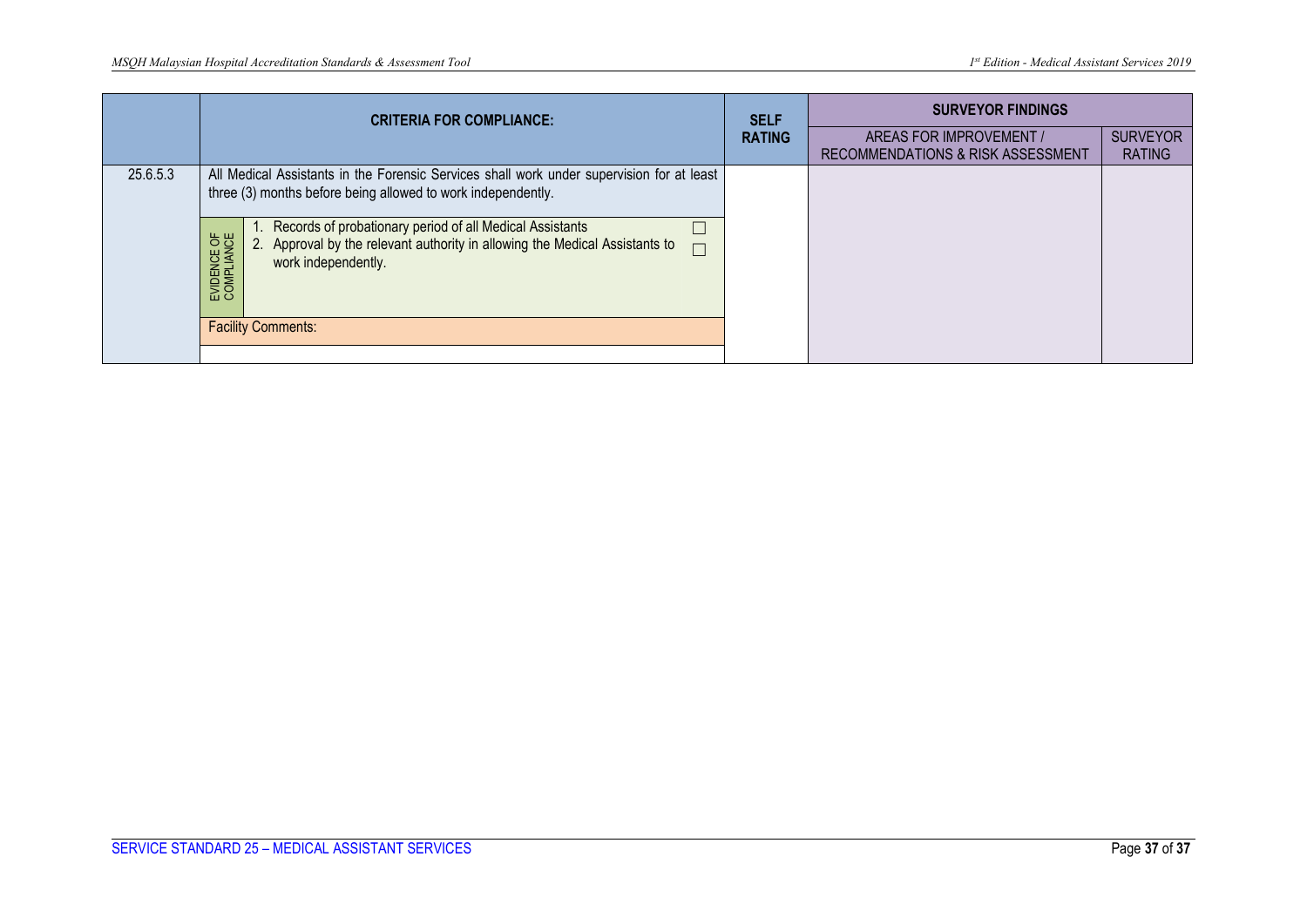| | CRITERIA FOR COMPLIANCE: | SELF RATING | SURVEYOR FINDINGS | |
|---|---|---|---|---|
| | | | AREAS FOR IMPROVEMENT / RECOMMENDATIONS & RISK ASSESSMENT | SURVEYOR RATING |
| 25.6.5.3 | All Medical Assistants in the Forensic Services shall work under supervision for at least three (3) months before being allowed to work independently. | | | |
| | EVIDENCE OF COMPLIANCE: 1. Records of probationary period of all Medical Assistants ☐ 2. Approval by the relevant authority in allowing the Medical Assistants to work independently. ☐ | | | |
| | Facility Comments: | | | |